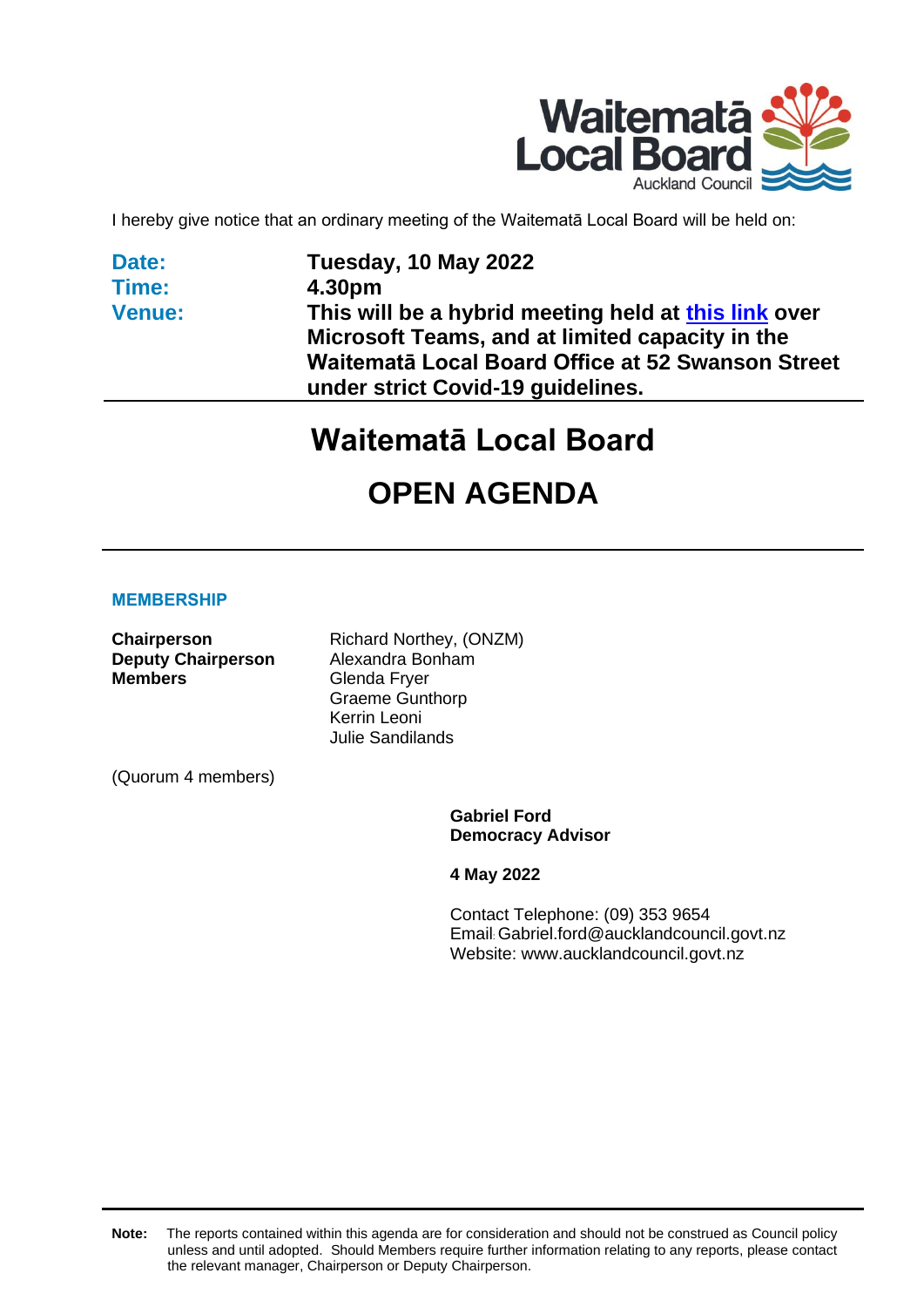I hereby give notice that an ordinary meeting of the Waitematā Local Board will be held on:

| | |
|---|---|
| **Date:** | **Tuesday, 10 May 2022** |
| **Time:** | **4.30pm** |
| **Venue:** | **This will be a hybrid meeting held at this link over Microsoft Teams, and at limited capacity in the Waitematā Local Board Office at 52 Swanson Street under strict Covid-19 guidelines.** |

# Waitematā Local Board

# OPEN AGENDA

## MEMBERSHIP

| | |
|---|---|
| **Chairperson** | Richard Northey, (ONZM) |
| **Deputy Chairperson** | Alexandra Bonham |
| **Members** | Glenda Fryer |
| | Graeme Gunthorp |
| | Kerrin Leoni |
| | Julie Sandilands |

(Quorum 4 members)

**Gabriel Ford**
**Democracy Advisor**

**4 May 2022**

Contact Telephone: (09) 353 9654
Email: Gabriel.ford@aucklandcouncil.govt.nz
Website: www.aucklandcouncil.govt.nz

**Note:** The reports contained within this agenda are for consideration and should not be construed as Council policy unless and until adopted. Should Members require further information relating to any reports, please contact the relevant manager, Chairperson or Deputy Chairperson.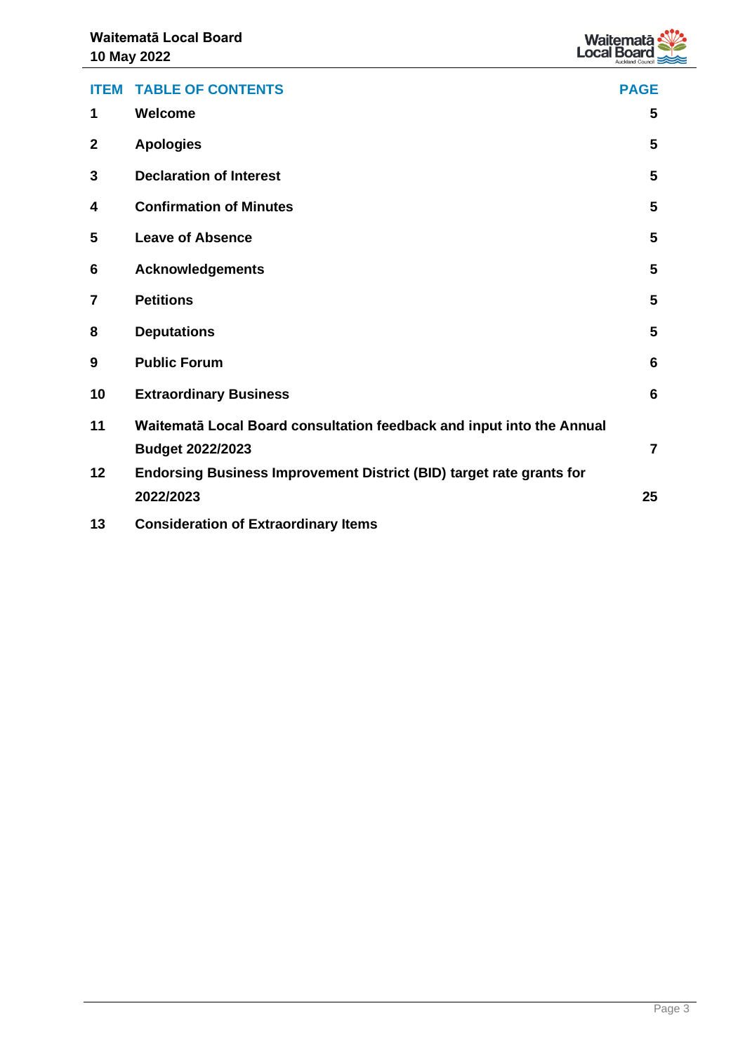| ITEM | TABLE OF CONTENTS | PAGE |
|---|---|---|
| 1 | Welcome | 5 |
| 2 | Apologies | 5 |
| 3 | Declaration of Interest | 5 |
| 4 | Confirmation of Minutes | 5 |
| 5 | Leave of Absence | 5 |
| 6 | Acknowledgements | 5 |
| 7 | Petitions | 5 |
| 8 | Deputations | 5 |
| 9 | Public Forum | 6 |
| 10 | Extraordinary Business | 6 |
| 11 | Waitematā Local Board consultation feedback and input into the Annual Budget 2022/2023 | 7 |
| 12 | Endorsing Business Improvement District (BID) target rate grants for 2022/2023 | 25 |
| 13 | Consideration of Extraordinary Items | |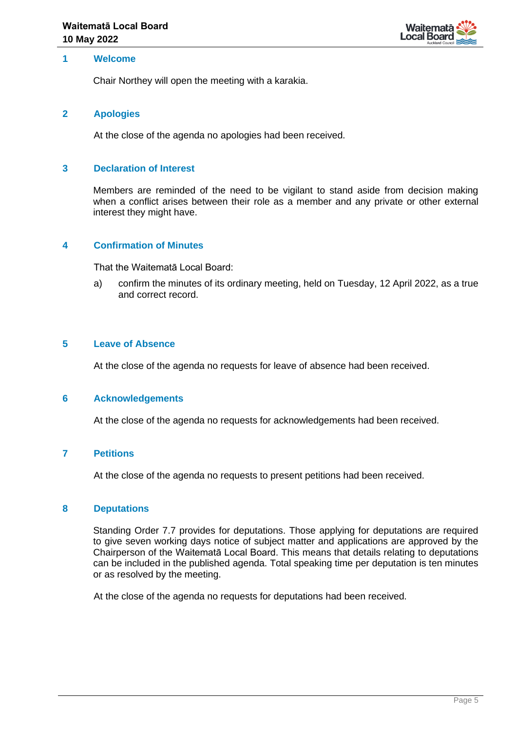## 1 Welcome

Chair Northey will open the meeting with a karakia.

## 2 Apologies

At the close of the agenda no apologies had been received.

## 3 Declaration of Interest

Members are reminded of the need to be vigilant to stand aside from decision making when a conflict arises between their role as a member and any private or other external interest they might have.

## 4 Confirmation of Minutes

That the Waitematā Local Board:

a) confirm the minutes of its ordinary meeting, held on Tuesday, 12 April 2022, as a true and correct record.

## 5 Leave of Absence

At the close of the agenda no requests for leave of absence had been received.

## 6 Acknowledgements

At the close of the agenda no requests for acknowledgements had been received.

## 7 Petitions

At the close of the agenda no requests to present petitions had been received.

## 8 Deputations

Standing Order 7.7 provides for deputations. Those applying for deputations are required to give seven working days notice of subject matter and applications are approved by the Chairperson of the Waitematā Local Board. This means that details relating to deputations can be included in the published agenda. Total speaking time per deputation is ten minutes or as resolved by the meeting.

At the close of the agenda no requests for deputations had been received.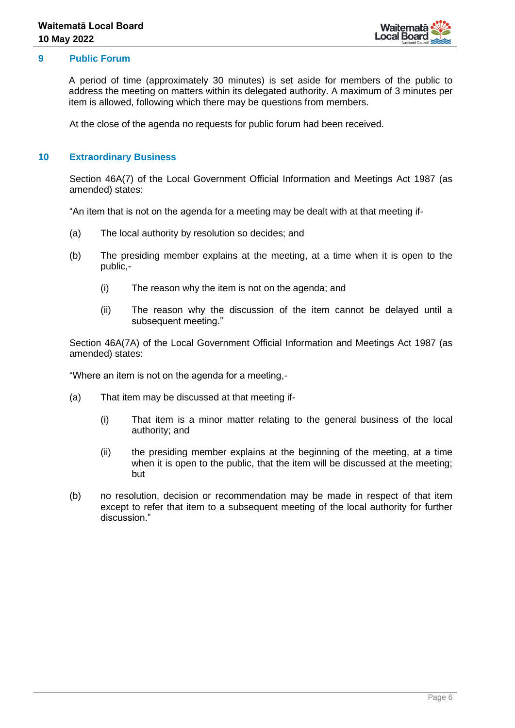## 9 Public Forum

A period of time (approximately 30 minutes) is set aside for members of the public to address the meeting on matters within its delegated authority. A maximum of 3 minutes per item is allowed, following which there may be questions from members.

At the close of the agenda no requests for public forum had been received.

## 10 Extraordinary Business

Section 46A(7) of the Local Government Official Information and Meetings Act 1987 (as amended) states:

"An item that is not on the agenda for a meeting may be dealt with at that meeting if-

(a) The local authority by resolution so decides; and

(b) The presiding member explains at the meeting, at a time when it is open to the public,-

  (i) The reason why the item is not on the agenda; and

  (ii) The reason why the discussion of the item cannot be delayed until a subsequent meeting."

Section 46A(7A) of the Local Government Official Information and Meetings Act 1987 (as amended) states:

"Where an item is not on the agenda for a meeting,-

(a) That item may be discussed at that meeting if-

  (i) That item is a minor matter relating to the general business of the local authority; and

  (ii) the presiding member explains at the beginning of the meeting, at a time when it is open to the public, that the item will be discussed at the meeting; but

(b) no resolution, decision or recommendation may be made in respect of that item except to refer that item to a subsequent meeting of the local authority for further discussion."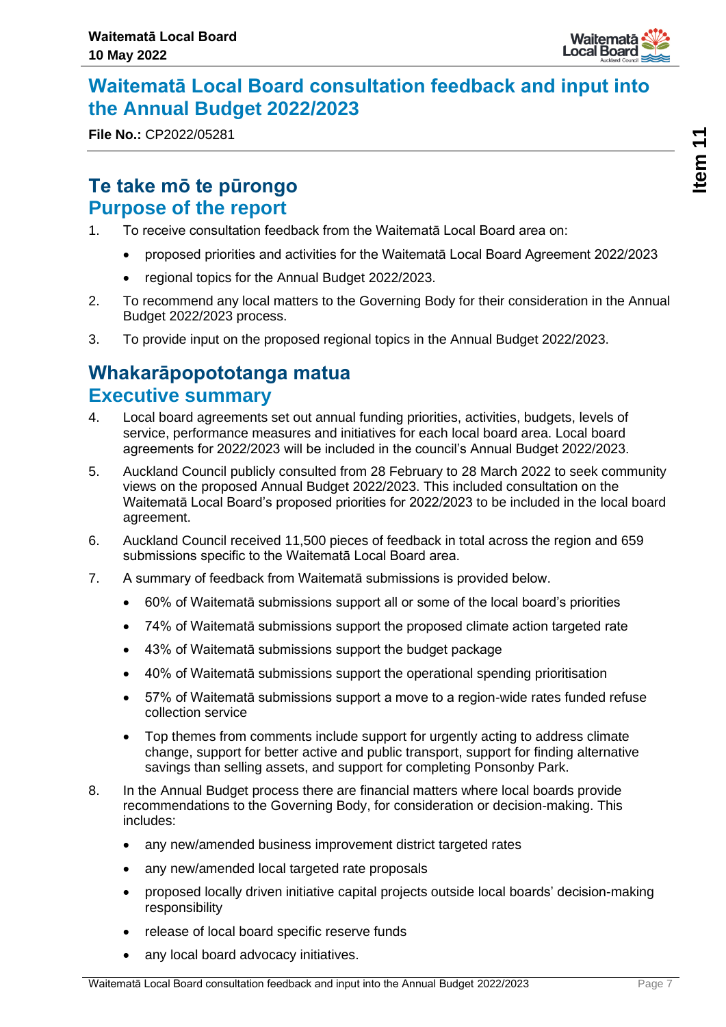# Waitematā Local Board consultation feedback and input into the Annual Budget 2022/2023

**File No.:** CP2022/05281

## Te take mō te pūrongo
## Purpose of the report

1. To receive consultation feedback from the Waitematā Local Board area on:
   - proposed priorities and activities for the Waitematā Local Board Agreement 2022/2023
   - regional topics for the Annual Budget 2022/2023.
2. To recommend any local matters to the Governing Body for their consideration in the Annual Budget 2022/2023 process.
3. To provide input on the proposed regional topics in the Annual Budget 2022/2023.

## Whakarāpopototanga matua
## Executive summary

4. Local board agreements set out annual funding priorities, activities, budgets, levels of service, performance measures and initiatives for each local board area. Local board agreements for 2022/2023 will be included in the council's Annual Budget 2022/2023.
5. Auckland Council publicly consulted from 28 February to 28 March 2022 to seek community views on the proposed Annual Budget 2022/2023. This included consultation on the Waitematā Local Board's proposed priorities for 2022/2023 to be included in the local board agreement.
6. Auckland Council received 11,500 pieces of feedback in total across the region and 659 submissions specific to the Waitematā Local Board area.
7. A summary of feedback from Waitematā submissions is provided below.
   - 60% of Waitematā submissions support all or some of the local board's priorities
   - 74% of Waitematā submissions support the proposed climate action targeted rate
   - 43% of Waitematā submissions support the budget package
   - 40% of Waitematā submissions support the operational spending prioritisation
   - 57% of Waitematā submissions support a move to a region-wide rates funded refuse collection service
   - Top themes from comments include support for urgently acting to address climate change, support for better active and public transport, support for finding alternative savings than selling assets, and support for completing Ponsonby Park.
8. In the Annual Budget process there are financial matters where local boards provide recommendations to the Governing Body, for consideration or decision-making. This includes:
   - any new/amended business improvement district targeted rates
   - any new/amended local targeted rate proposals
   - proposed locally driven initiative capital projects outside local boards' decision-making responsibility
   - release of local board specific reserve funds
   - any local board advocacy initiatives.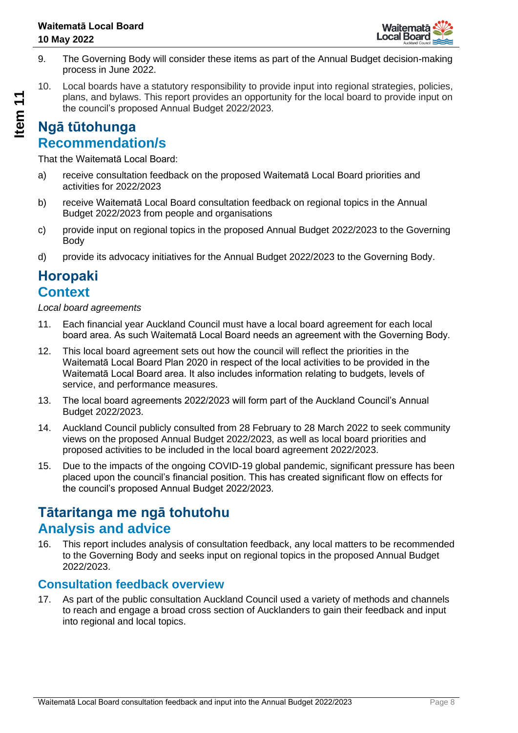9. The Governing Body will consider these items as part of the Annual Budget decision-making process in June 2022.
10. Local boards have a statutory responsibility to provide input into regional strategies, policies, plans, and bylaws. This report provides an opportunity for the local board to provide input on the council's proposed Annual Budget 2022/2023.

## Ngā tūtohunga
## Recommendation/s

That the Waitematā Local Board:

a) receive consultation feedback on the proposed Waitematā Local Board priorities and activities for 2022/2023

b) receive Waitematā Local Board consultation feedback on regional topics in the Annual Budget 2022/2023 from people and organisations

c) provide input on regional topics in the proposed Annual Budget 2022/2023 to the Governing Body

d) provide its advocacy initiatives for the Annual Budget 2022/2023 to the Governing Body.

## Horopaki
## Context

*Local board agreements*

11. Each financial year Auckland Council must have a local board agreement for each local board area. As such Waitematā Local Board needs an agreement with the Governing Body.
12. This local board agreement sets out how the council will reflect the priorities in the Waitematā Local Board Plan 2020 in respect of the local activities to be provided in the Waitematā Local Board area. It also includes information relating to budgets, levels of service, and performance measures.
13. The local board agreements 2022/2023 will form part of the Auckland Council's Annual Budget 2022/2023.
14. Auckland Council publicly consulted from 28 February to 28 March 2022 to seek community views on the proposed Annual Budget 2022/2023, as well as local board priorities and proposed activities to be included in the local board agreement 2022/2023.
15. Due to the impacts of the ongoing COVID-19 global pandemic, significant pressure has been placed upon the council's financial position. This has created significant flow on effects for the council's proposed Annual Budget 2022/2023.

## Tātaritanga me ngā tohutohu
## Analysis and advice

16. This report includes analysis of consultation feedback, any local matters to be recommended to the Governing Body and seeks input on regional topics in the proposed Annual Budget 2022/2023.

### Consultation feedback overview

17. As part of the public consultation Auckland Council used a variety of methods and channels to reach and engage a broad cross section of Aucklanders to gain their feedback and input into regional and local topics.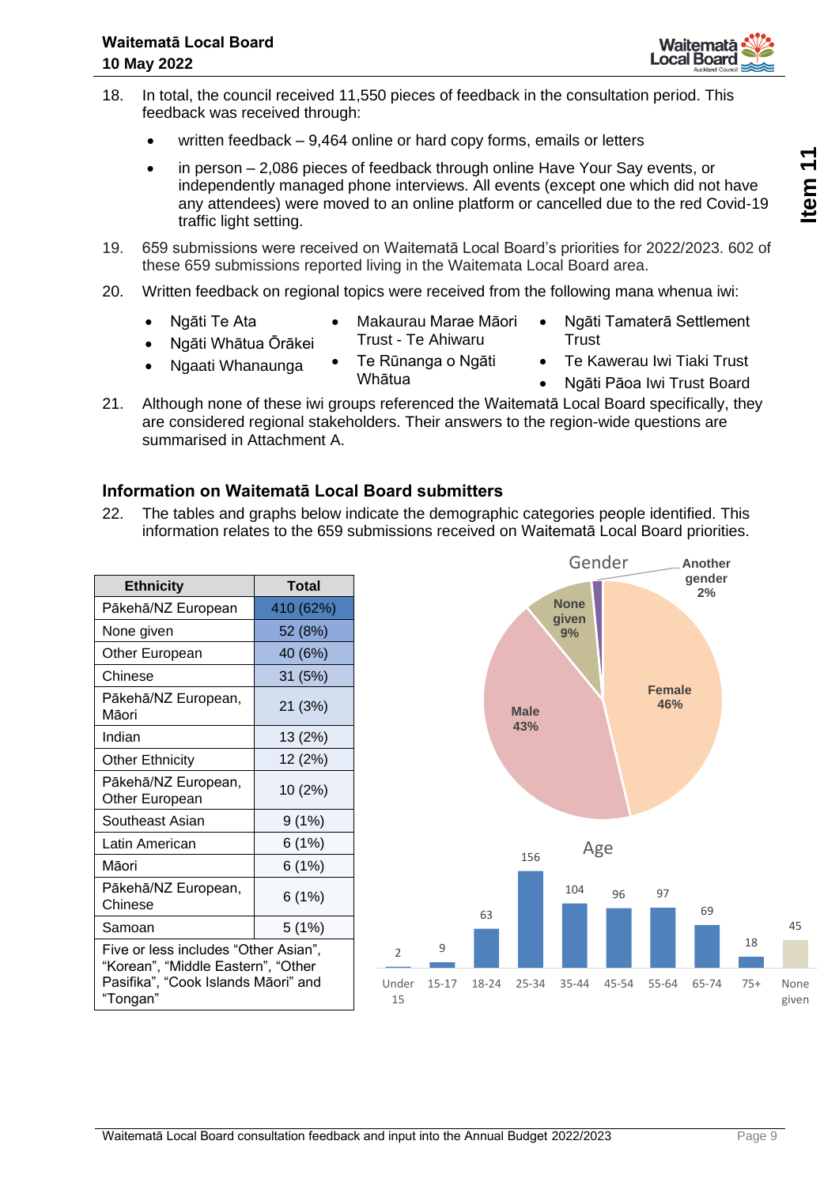18. In total, the council received 11,550 pieces of feedback in the consultation period. This feedback was received through:

    - written feedback – 9,464 online or hard copy forms, emails or letters
    - in person – 2,086 pieces of feedback through online Have Your Say events, or independently managed phone interviews. All events (except one which did not have any attendees) were moved to an online platform or cancelled due to the red Covid-19 traffic light setting.

19. 659 submissions were received on Waitematā Local Board's priorities for 2022/2023. 602 of these 659 submissions reported living in the Waitemata Local Board area.

20. Written feedback on regional topics were received from the following mana whenua iwi:

    - Ngāti Te Ata
    - Ngāti Whātua Ōrākei
    - Ngaati Whanaunga
    - Makaurau Marae Māori Trust - Te Ahiwaru
    - Te Rūnanga o Ngāti Whātua
    - Ngāti Tamaterā Settlement Trust
    - Te Kawerau Iwi Tiaki Trust
    - Ngāti Pāoa Iwi Trust Board

21. Although none of these iwi groups referenced the Waitematā Local Board specifically, they are considered regional stakeholders. Their answers to the region-wide questions are summarised in Attachment A.

## Information on Waitematā Local Board submitters

22. The tables and graphs below indicate the demographic categories people identified. This information relates to the 659 submissions received on Waitematā Local Board priorities.

| Ethnicity | Total |
|---|---|
| Pākehā/NZ European | 410 (62%) |
| None given | 52 (8%) |
| Other European | 40 (6%) |
| Chinese | 31 (5%) |
| Pākehā/NZ European, Māori | 21 (3%) |
| Indian | 13 (2%) |
| Other Ethnicity | 12 (2%) |
| Pākehā/NZ European, Other European | 10 (2%) |
| Southeast Asian | 9 (1%) |
| Latin American | 6 (1%) |
| Māori | 6 (1%) |
| Pākehā/NZ European, Chinese | 6 (1%) |
| Samoan | 5 (1%) |
| Five or less includes "Other Asian", "Korean", "Middle Eastern", "Other Pasifika", "Cook Islands Māori" and "Tongan" | |

**Gender**

| Gender | Share |
|---|---|
| Female | 46% |
| Male | 43% |
| None given | 9% |
| Another gender | 2% |

**Age**

| Age | Number |
|---|---|
| Under 15 | 2 |
| 15-17 | 9 |
| 18-24 | 63 |
| 25-34 | 156 |
| 35-44 | 104 |
| 45-54 | 96 |
| 55-64 | 97 |
| 65-74 | 69 |
| 75+ | 18 |
| None given | 45 |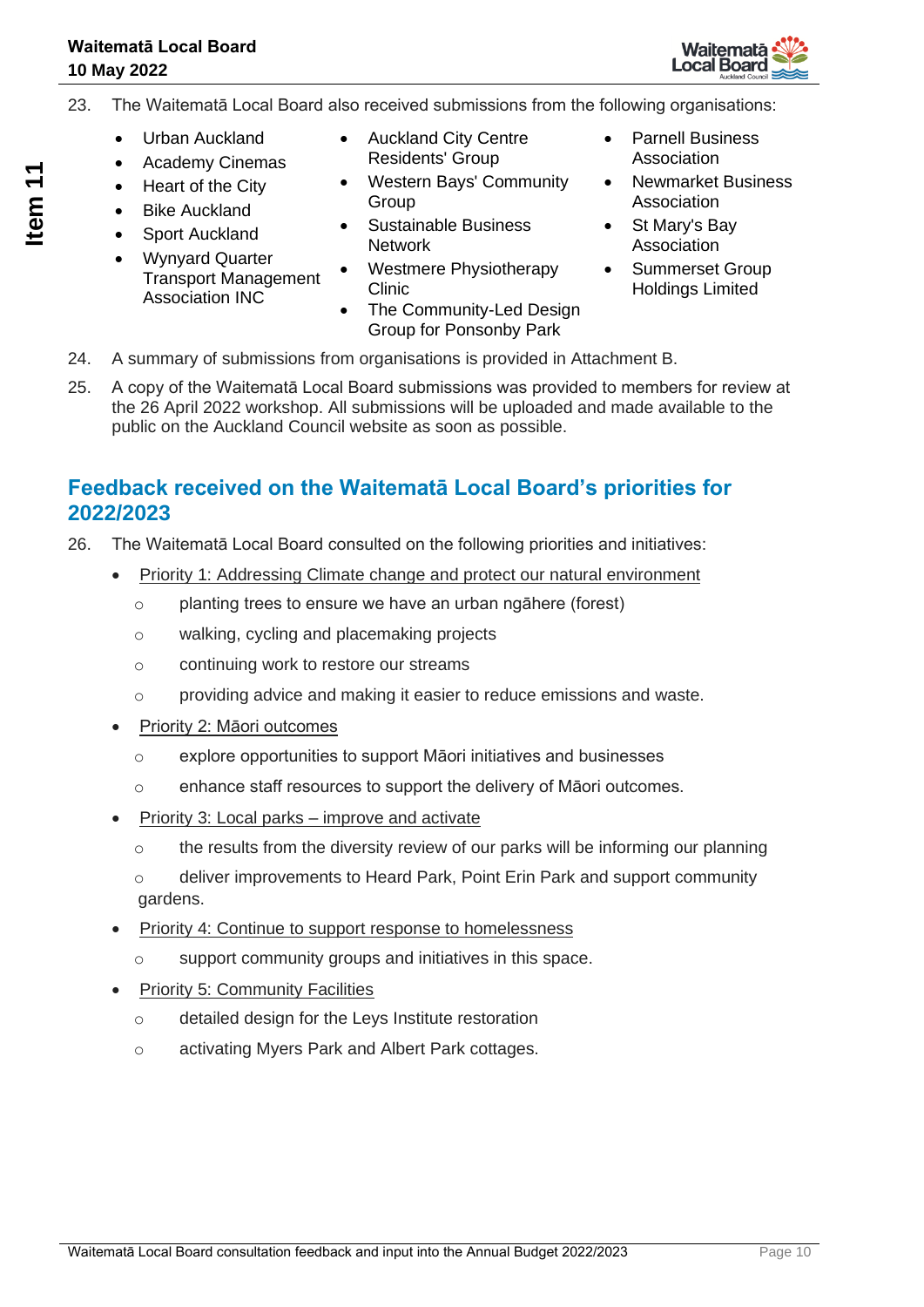23. The Waitematā Local Board also received submissions from the following organisations:

- Urban Auckland
- Academy Cinemas
- Heart of the City
- Bike Auckland
- Sport Auckland
- Wynyard Quarter Transport Management Association INC
- Auckland City Centre Residents' Group
- Western Bays' Community Group
- Sustainable Business Network
- Westmere Physiotherapy Clinic
- The Community-Led Design Group for Ponsonby Park
- Parnell Business Association
- Newmarket Business Association
- St Mary's Bay Association
- Summerset Group Holdings Limited

24. A summary of submissions from organisations is provided in Attachment B.

25. A copy of the Waitematā Local Board submissions was provided to members for review at the 26 April 2022 workshop. All submissions will be uploaded and made available to the public on the Auckland Council website as soon as possible.

## Feedback received on the Waitematā Local Board's priorities for 2022/2023

26. The Waitematā Local Board consulted on the following priorities and initiatives:

- Priority 1: Addressing Climate change and protect our natural environment
    - planting trees to ensure we have an urban ngāhere (forest)
    - walking, cycling and placemaking projects
    - continuing work to restore our streams
    - providing advice and making it easier to reduce emissions and waste.
- Priority 2: Māori outcomes
    - explore opportunities to support Māori initiatives and businesses
    - enhance staff resources to support the delivery of Māori outcomes.
- Priority 3: Local parks – improve and activate
    - the results from the diversity review of our parks will be informing our planning
    - deliver improvements to Heard Park, Point Erin Park and support community gardens.
- Priority 4: Continue to support response to homelessness
    - support community groups and initiatives in this space.
- Priority 5: Community Facilities
    - detailed design for the Leys Institute restoration
    - activating Myers Park and Albert Park cottages.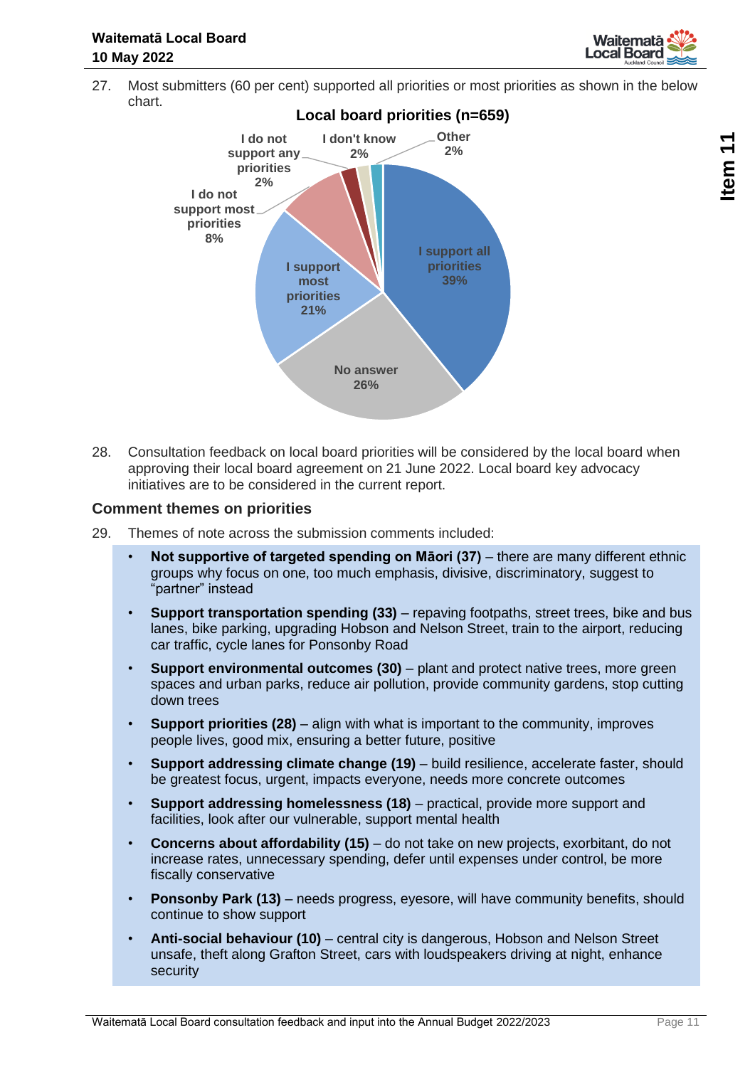27. Most submitters (60 per cent) supported all priorities or most priorities as shown in the below chart.

**Local board priorities (n=659)**

| Response | Per cent |
|---|---|
| I support all priorities | 39% |
| No answer | 26% |
| I support most priorities | 21% |
| I do not support most priorities | 8% |
| I do not support any priorities | 2% |
| I don't know | 2% |
| Other | 2% |

28. Consultation feedback on local board priorities will be considered by the local board when approving their local board agreement on 21 June 2022. Local board key advocacy initiatives are to be considered in the current report.

### Comment themes on priorities

29. Themes of note across the submission comments included:

- **Not supportive of targeted spending on Māori (37)** – there are many different ethnic groups why focus on one, too much emphasis, divisive, discriminatory, suggest to "partner" instead
- **Support transportation spending (33)** – repaving footpaths, street trees, bike and bus lanes, bike parking, upgrading Hobson and Nelson Street, train to the airport, reducing car traffic, cycle lanes for Ponsonby Road
- **Support environmental outcomes (30)** – plant and protect native trees, more green spaces and urban parks, reduce air pollution, provide community gardens, stop cutting down trees
- **Support priorities (28)** – align with what is important to the community, improves people lives, good mix, ensuring a better future, positive
- **Support addressing climate change (19)** – build resilience, accelerate faster, should be greatest focus, urgent, impacts everyone, needs more concrete outcomes
- **Support addressing homelessness (18)** – practical, provide more support and facilities, look after our vulnerable, support mental health
- **Concerns about affordability (15)** – do not take on new projects, exorbitant, do not increase rates, unnecessary spending, defer until expenses under control, be more fiscally conservative
- **Ponsonby Park (13)** – needs progress, eyesore, will have community benefits, should continue to show support
- **Anti-social behaviour (10)** – central city is dangerous, Hobson and Nelson Street unsafe, theft along Grafton Street, cars with loudspeakers driving at night, enhance security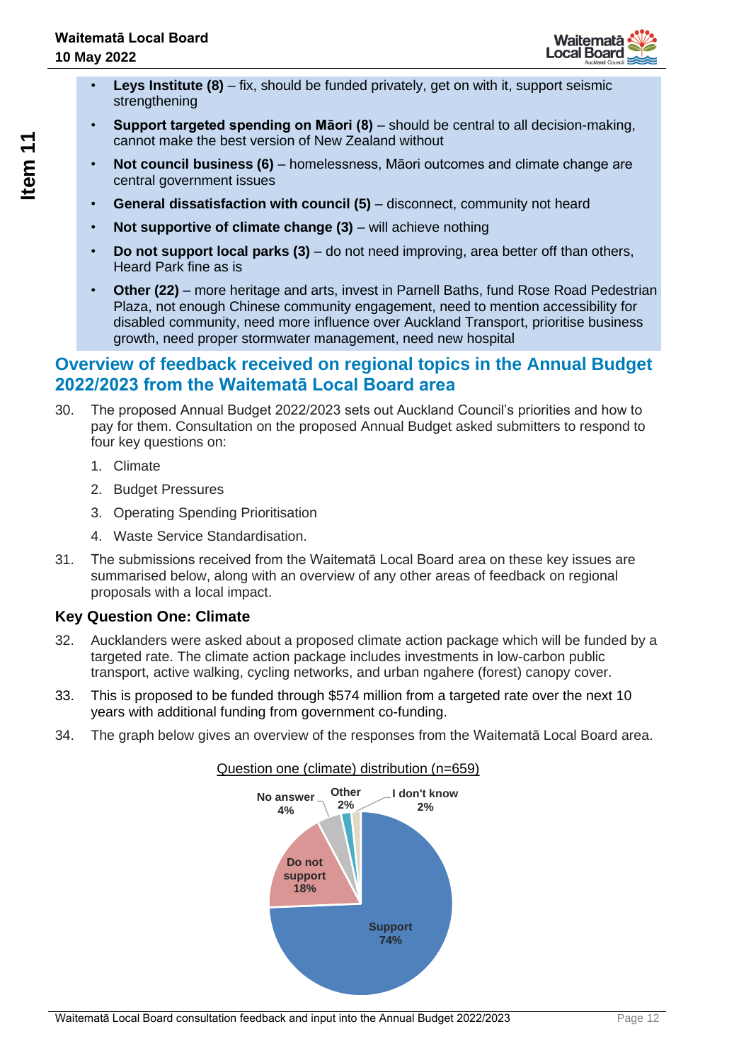- **Leys Institute (8)** – fix, should be funded privately, get on with it, support seismic strengthening
- **Support targeted spending on Māori (8)** – should be central to all decision-making, cannot make the best version of New Zealand without
- **Not council business (6)** – homelessness, Māori outcomes and climate change are central government issues
- **General dissatisfaction with council (5)** – disconnect, community not heard
- **Not supportive of climate change (3)** – will achieve nothing
- **Do not support local parks (3)** – do not need improving, area better off than others, Heard Park fine as is
- **Other (22)** – more heritage and arts, invest in Parnell Baths, fund Rose Road Pedestrian Plaza, not enough Chinese community engagement, need to mention accessibility for disabled community, need more influence over Auckland Transport, prioritise business growth, need proper stormwater management, need new hospital

## Overview of feedback received on regional topics in the Annual Budget 2022/2023 from the Waitematā Local Board area

30. The proposed Annual Budget 2022/2023 sets out Auckland Council's priorities and how to pay for them. Consultation on the proposed Annual Budget asked submitters to respond to four key questions on:
    1. Climate
    2. Budget Pressures
    3. Operating Spending Prioritisation
    4. Waste Service Standardisation.

31. The submissions received from the Waitematā Local Board area on these key issues are summarised below, along with an overview of any other areas of feedback on regional proposals with a local impact.

### Key Question One: Climate

32. Aucklanders were asked about a proposed climate action package which will be funded by a targeted rate. The climate action package includes investments in low-carbon public transport, active walking, cycling networks, and urban ngahere (forest) canopy cover.

33. This is proposed to be funded through $574 million from a targeted rate over the next 10 years with additional funding from government co-funding.

34. The graph below gives an overview of the responses from the Waitematā Local Board area.

Question one (climate) distribution (n=659)

| Response | Percentage |
|---|---|
| Support | 74% |
| Do not support | 18% |
| No answer | 4% |
| Other | 2% |
| I don't know | 2% |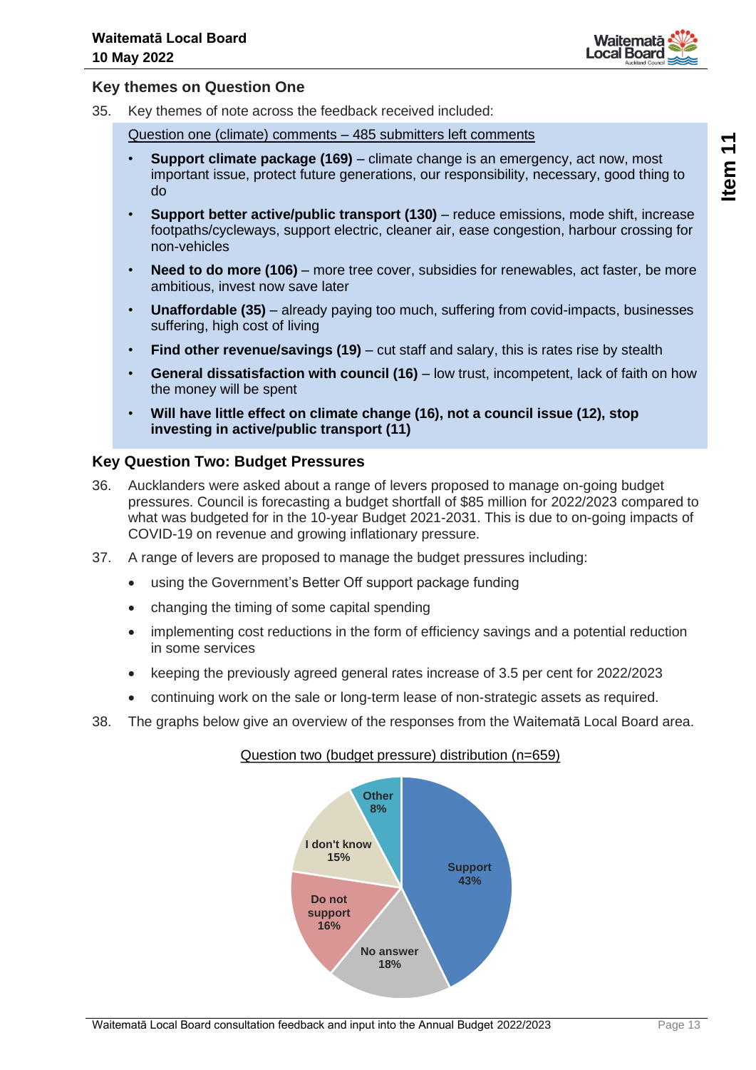### Key themes on Question One

35. Key themes of note across the feedback received included:

Question one (climate) comments – 485 submitters left comments

- **Support climate package (169)** – climate change is an emergency, act now, most important issue, protect future generations, our responsibility, necessary, good thing to do
- **Support better active/public transport (130)** – reduce emissions, mode shift, increase footpaths/cycleways, support electric, cleaner air, ease congestion, harbour crossing for non-vehicles
- **Need to do more (106)** – more tree cover, subsidies for renewables, act faster, be more ambitious, invest now save later
- **Unaffordable (35)** – already paying too much, suffering from covid-impacts, businesses suffering, high cost of living
- **Find other revenue/savings (19)** – cut staff and salary, this is rates rise by stealth
- **General dissatisfaction with council (16)** – low trust, incompetent, lack of faith on how the money will be spent
- **Will have little effect on climate change (16), not a council issue (12), stop investing in active/public transport (11)**

### Key Question Two: Budget Pressures

36. Aucklanders were asked about a range of levers proposed to manage on-going budget pressures. Council is forecasting a budget shortfall of $85 million for 2022/2023 compared to what was budgeted for in the 10-year Budget 2021-2031. This is due to on-going impacts of COVID-19 on revenue and growing inflationary pressure.

37. A range of levers are proposed to manage the budget pressures including:
    - using the Government's Better Off support package funding
    - changing the timing of some capital spending
    - implementing cost reductions in the form of efficiency savings and a potential reduction in some services
    - keeping the previously agreed general rates increase of 3.5 per cent for 2022/2023
    - continuing work on the sale or long-term lease of non-strategic assets as required.

38. The graphs below give an overview of the responses from the Waitematā Local Board area.

Question two (budget pressure) distribution (n=659)

| Response | Percentage |
|---|---|
| Support | 43% |
| No answer | 18% |
| Do not support | 16% |
| I don't know | 15% |
| Other | 8% |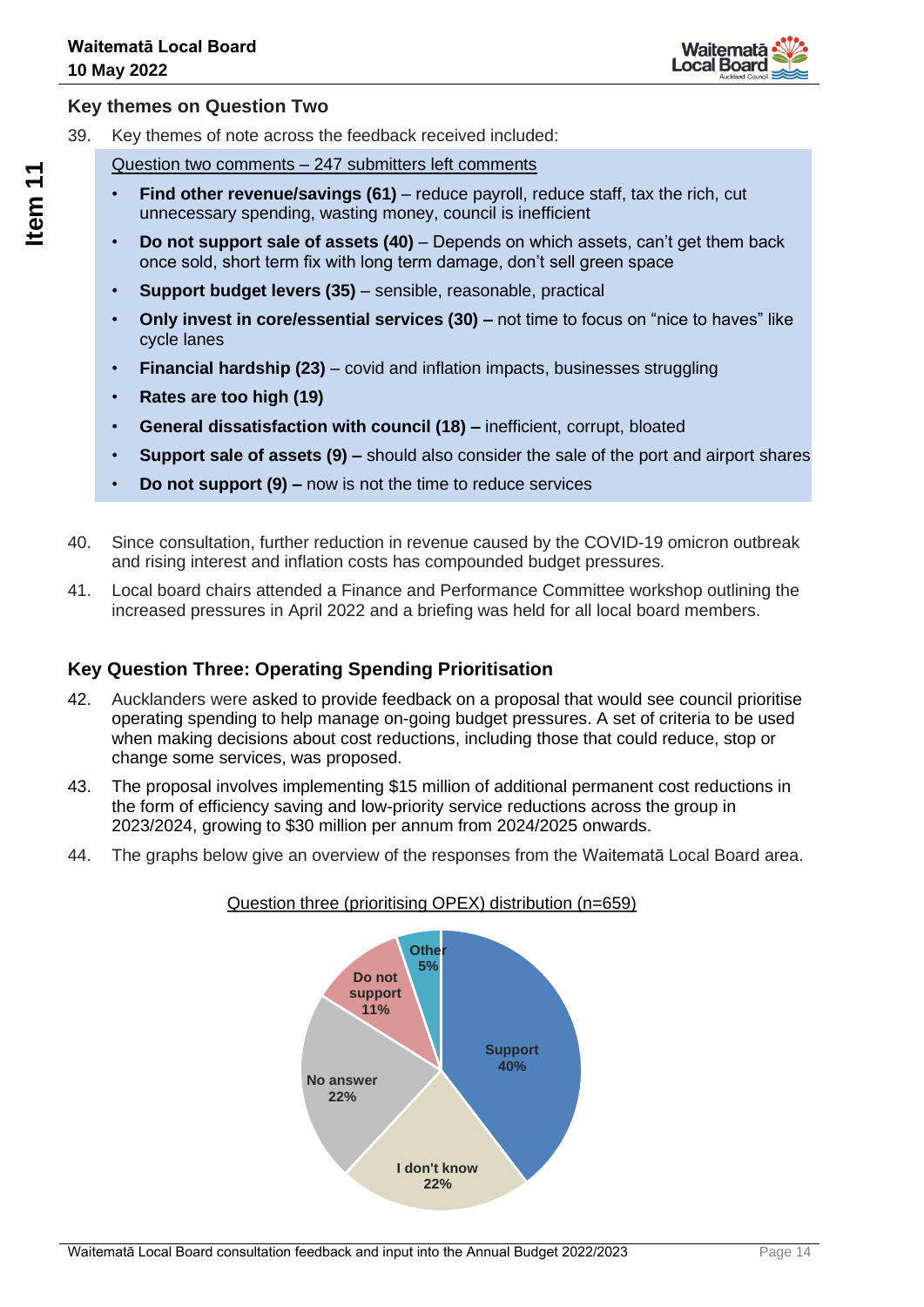### Key themes on Question Two

39. Key themes of note across the feedback received included:

Question two comments – 247 submitters left comments

- **Find other revenue/savings (61)** – reduce payroll, reduce staff, tax the rich, cut unnecessary spending, wasting money, council is inefficient
- **Do not support sale of assets (40)** – Depends on which assets, can't get them back once sold, short term fix with long term damage, don't sell green space
- **Support budget levers (35)** – sensible, reasonable, practical
- **Only invest in core/essential services (30) –** not time to focus on "nice to haves" like cycle lanes
- **Financial hardship (23)** – covid and inflation impacts, businesses struggling
- **Rates are too high (19)**
- **General dissatisfaction with council (18) –** inefficient, corrupt, bloated
- **Support sale of assets (9) –** should also consider the sale of the port and airport shares
- **Do not support (9) –** now is not the time to reduce services

40. Since consultation, further reduction in revenue caused by the COVID-19 omicron outbreak and rising interest and inflation costs has compounded budget pressures.

41. Local board chairs attended a Finance and Performance Committee workshop outlining the increased pressures in April 2022 and a briefing was held for all local board members.

### Key Question Three: Operating Spending Prioritisation

42. Aucklanders were asked to provide feedback on a proposal that would see council prioritise operating spending to help manage on-going budget pressures. A set of criteria to be used when making decisions about cost reductions, including those that could reduce, stop or change some services, was proposed.

43. The proposal involves implementing $15 million of additional permanent cost reductions in the form of efficiency saving and low-priority service reductions across the group in 2023/2024, growing to $30 million per annum from 2024/2025 onwards.

44. The graphs below give an overview of the responses from the Waitematā Local Board area.

Question three (prioritising OPEX) distribution (n=659)

| Response | Percentage |
|---|---|
| Support | 40% |
| I don't know | 22% |
| No answer | 22% |
| Do not support | 11% |
| Other | 5% |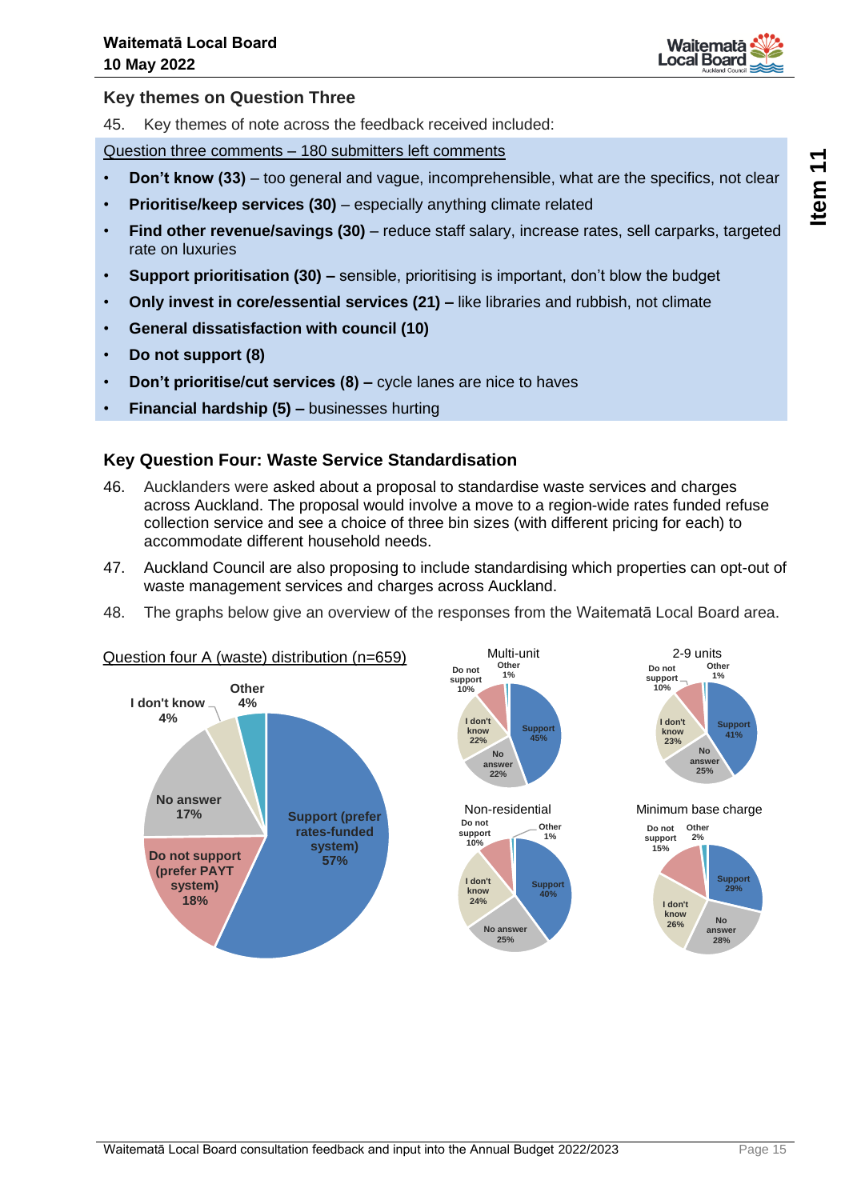## Key themes on Question Three

45. Key themes of note across the feedback received included:

Question three comments – 180 submitters left comments

- **Don't know (33)** – too general and vague, incomprehensible, what are the specifics, not clear
- **Prioritise/keep services (30)** – especially anything climate related
- **Find other revenue/savings (30)** – reduce staff salary, increase rates, sell carparks, targeted rate on luxuries
- **Support prioritisation (30) –** sensible, prioritising is important, don't blow the budget
- **Only invest in core/essential services (21) –** like libraries and rubbish, not climate
- **General dissatisfaction with council (10)**
- **Do not support (8)**
- **Don't prioritise/cut services (8) –** cycle lanes are nice to haves
- **Financial hardship (5) –** businesses hurting

## Key Question Four: Waste Service Standardisation

46. Aucklanders were asked about a proposal to standardise waste services and charges across Auckland. The proposal would involve a move to a region-wide rates funded refuse collection service and see a choice of three bin sizes (with different pricing for each) to accommodate different household needs.

47. Auckland Council are also proposing to include standardising which properties can opt-out of waste management services and charges across Auckland.

48. The graphs below give an overview of the responses from the Waitematā Local Board area.

Question four A (waste) distribution (n=659)

| Response | Share |
|---|---|
| Support (prefer rates-funded system) | 57% |
| Do not support (prefer PAYT system) | 18% |
| No answer | 17% |
| I don't know | 4% |
| Other | 4% |

| Response | Multi-unit | 2-9 units | Non-residential | Minimum base charge |
|---|---|---|---|---|
| Support | 45% | 41% | 40% | 29% |
| No answer | 22% | 25% | 25% | 28% |
| I don't know | 22% | 23% | 24% | 26% |
| Do not support | 10% | 10% | 10% | 15% |
| Other | 1% | 1% | 1% | 2% |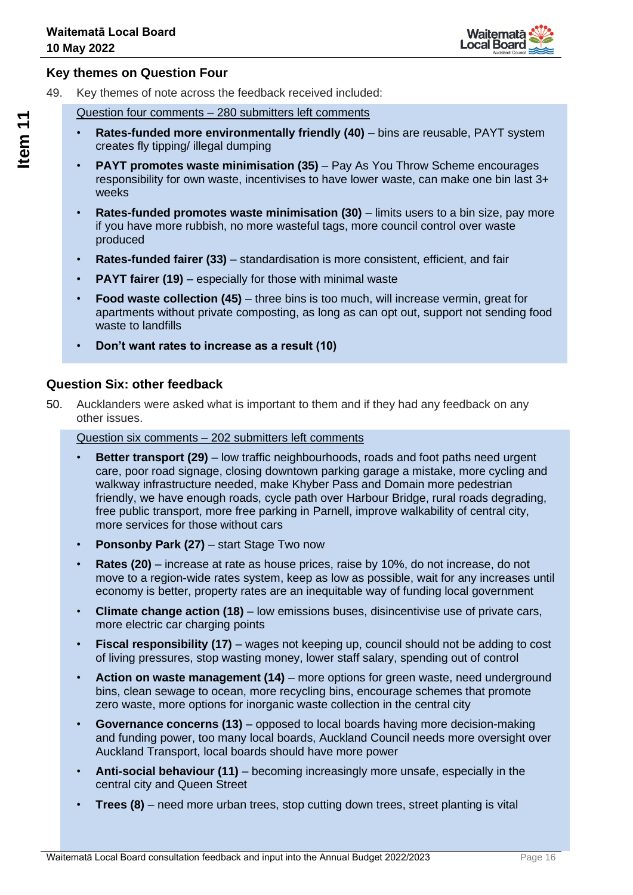## Key themes on Question Four

49. Key themes of note across the feedback received included:

Question four comments – 280 submitters left comments

- **Rates-funded more environmentally friendly (40)** – bins are reusable, PAYT system creates fly tipping/ illegal dumping
- **PAYT promotes waste minimisation (35)** – Pay As You Throw Scheme encourages responsibility for own waste, incentivises to have lower waste, can make one bin last 3+ weeks
- **Rates-funded promotes waste minimisation (30)** – limits users to a bin size, pay more if you have more rubbish, no more wasteful tags, more council control over waste produced
- **Rates-funded fairer (33)** – standardisation is more consistent, efficient, and fair
- **PAYT fairer (19)** – especially for those with minimal waste
- **Food waste collection (45)** – three bins is too much, will increase vermin, great for apartments without private composting, as long as can opt out, support not sending food waste to landfills
- **Don't want rates to increase as a result (10)**

## Question Six: other feedback

50. Aucklanders were asked what is important to them and if they had any feedback on any other issues.

Question six comments – 202 submitters left comments

- **Better transport (29)** – low traffic neighbourhoods, roads and foot paths need urgent care, poor road signage, closing downtown parking garage a mistake, more cycling and walkway infrastructure needed, make Khyber Pass and Domain more pedestrian friendly, we have enough roads, cycle path over Harbour Bridge, rural roads degrading, free public transport, more free parking in Parnell, improve walkability of central city, more services for those without cars
- **Ponsonby Park (27)** – start Stage Two now
- **Rates (20)** – increase at rate as house prices, raise by 10%, do not increase, do not move to a region-wide rates system, keep as low as possible, wait for any increases until economy is better, property rates are an inequitable way of funding local government
- **Climate change action (18)** – low emissions buses, disincentivise use of private cars, more electric car charging points
- **Fiscal responsibility (17)** – wages not keeping up, council should not be adding to cost of living pressures, stop wasting money, lower staff salary, spending out of control
- **Action on waste management (14)** – more options for green waste, need underground bins, clean sewage to ocean, more recycling bins, encourage schemes that promote zero waste, more options for inorganic waste collection in the central city
- **Governance concerns (13)** – opposed to local boards having more decision-making and funding power, too many local boards, Auckland Council needs more oversight over Auckland Transport, local boards should have more power
- **Anti-social behaviour (11)** – becoming increasingly more unsafe, especially in the central city and Queen Street
- **Trees (8)** – need more urban trees, stop cutting down trees, street planting is vital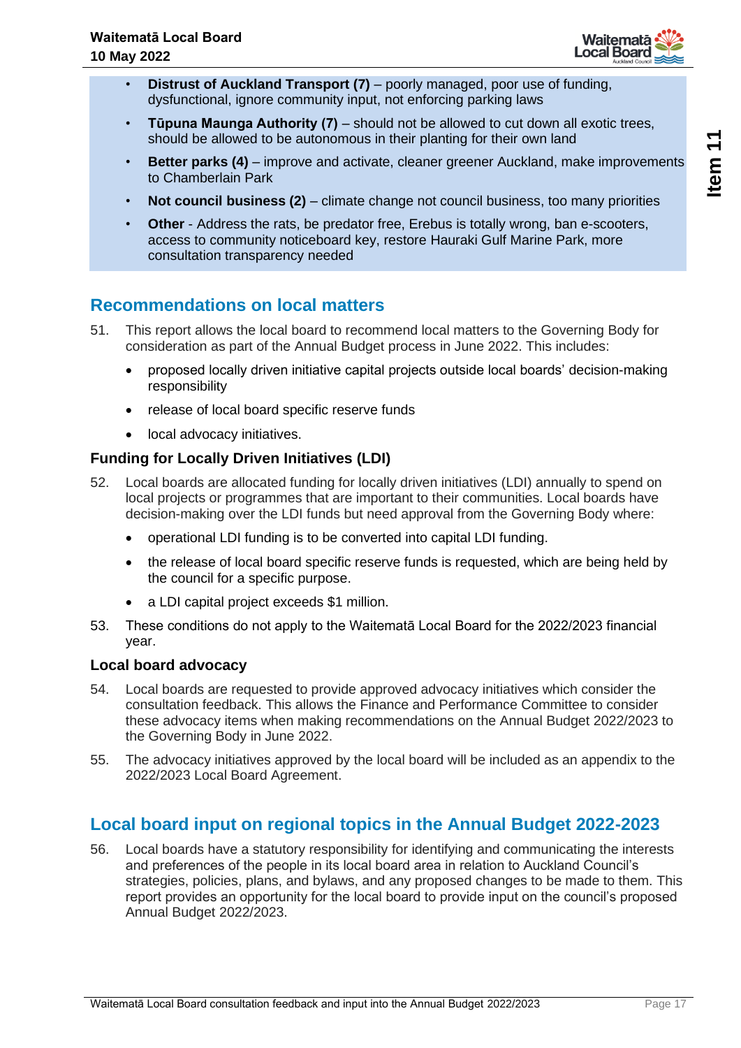- **Distrust of Auckland Transport (7)** – poorly managed, poor use of funding, dysfunctional, ignore community input, not enforcing parking laws
- **Tūpuna Maunga Authority (7)** – should not be allowed to cut down all exotic trees, should be allowed to be autonomous in their planting for their own land
- **Better parks (4)** – improve and activate, cleaner greener Auckland, make improvements to Chamberlain Park
- **Not council business (2)** – climate change not council business, too many priorities
- **Other** - Address the rats, be predator free, Erebus is totally wrong, ban e-scooters, access to community noticeboard key, restore Hauraki Gulf Marine Park, more consultation transparency needed

## Recommendations on local matters

51. This report allows the local board to recommend local matters to the Governing Body for consideration as part of the Annual Budget process in June 2022. This includes:
    - proposed locally driven initiative capital projects outside local boards' decision-making responsibility
    - release of local board specific reserve funds
    - local advocacy initiatives.

### Funding for Locally Driven Initiatives (LDI)

52. Local boards are allocated funding for locally driven initiatives (LDI) annually to spend on local projects or programmes that are important to their communities. Local boards have decision-making over the LDI funds but need approval from the Governing Body where:
    - operational LDI funding is to be converted into capital LDI funding.
    - the release of local board specific reserve funds is requested, which are being held by the council for a specific purpose.
    - a LDI capital project exceeds $1 million.
53. These conditions do not apply to the Waitematā Local Board for the 2022/2023 financial year.

### Local board advocacy

54. Local boards are requested to provide approved advocacy initiatives which consider the consultation feedback. This allows the Finance and Performance Committee to consider these advocacy items when making recommendations on the Annual Budget 2022/2023 to the Governing Body in June 2022.
55. The advocacy initiatives approved by the local board will be included as an appendix to the 2022/2023 Local Board Agreement.

## Local board input on regional topics in the Annual Budget 2022-2023

56. Local boards have a statutory responsibility for identifying and communicating the interests and preferences of the people in its local board area in relation to Auckland Council's strategies, policies, plans, and bylaws, and any proposed changes to be made to them. This report provides an opportunity for the local board to provide input on the council's proposed Annual Budget 2022/2023.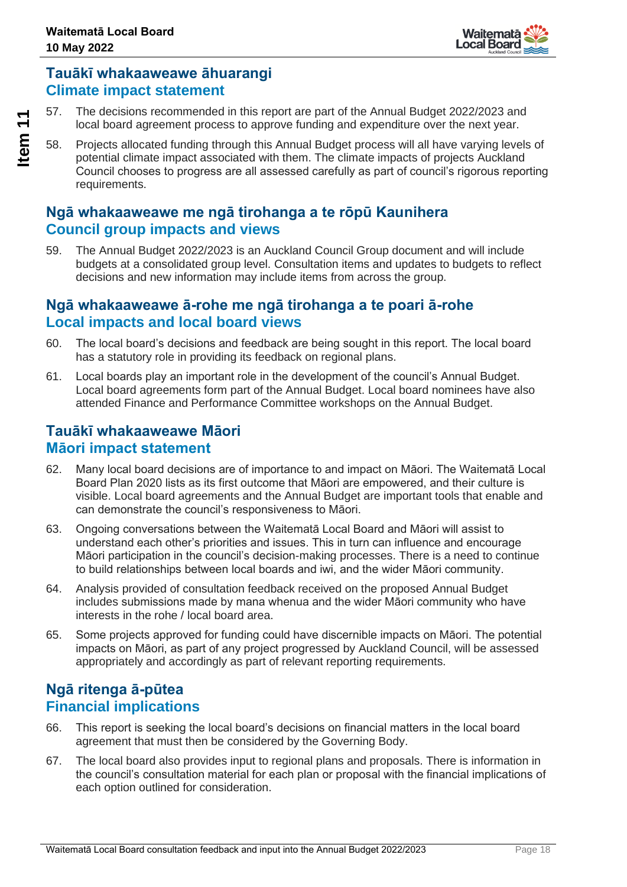## Tauākī whakaaweawe āhuarangi
## Climate impact statement

57. The decisions recommended in this report are part of the Annual Budget 2022/2023 and local board agreement process to approve funding and expenditure over the next year.

58. Projects allocated funding through this Annual Budget process will all have varying levels of potential climate impact associated with them. The climate impacts of projects Auckland Council chooses to progress are all assessed carefully as part of council's rigorous reporting requirements.

## Ngā whakaaweawe me ngā tirohanga a te rōpū Kaunihera
## Council group impacts and views

59. The Annual Budget 2022/2023 is an Auckland Council Group document and will include budgets at a consolidated group level. Consultation items and updates to budgets to reflect decisions and new information may include items from across the group.

## Ngā whakaaweawe ā-rohe me ngā tirohanga a te poari ā-rohe
## Local impacts and local board views

60. The local board's decisions and feedback are being sought in this report. The local board has a statutory role in providing its feedback on regional plans.

61. Local boards play an important role in the development of the council's Annual Budget. Local board agreements form part of the Annual Budget. Local board nominees have also attended Finance and Performance Committee workshops on the Annual Budget.

## Tauākī whakaaweawe Māori
## Māori impact statement

62. Many local board decisions are of importance to and impact on Māori. The Waitematā Local Board Plan 2020 lists as its first outcome that Māori are empowered, and their culture is visible. Local board agreements and the Annual Budget are important tools that enable and can demonstrate the council's responsiveness to Māori.

63. Ongoing conversations between the Waitematā Local Board and Māori will assist to understand each other's priorities and issues. This in turn can influence and encourage Māori participation in the council's decision-making processes. There is a need to continue to build relationships between local boards and iwi, and the wider Māori community.

64. Analysis provided of consultation feedback received on the proposed Annual Budget includes submissions made by mana whenua and the wider Māori community who have interests in the rohe / local board area.

65. Some projects approved for funding could have discernible impacts on Māori. The potential impacts on Māori, as part of any project progressed by Auckland Council, will be assessed appropriately and accordingly as part of relevant reporting requirements.

## Ngā ritenga ā-pūtea
## Financial implications

66. This report is seeking the local board's decisions on financial matters in the local board agreement that must then be considered by the Governing Body.

67. The local board also provides input to regional plans and proposals. There is information in the council's consultation material for each plan or proposal with the financial implications of each option outlined for consideration.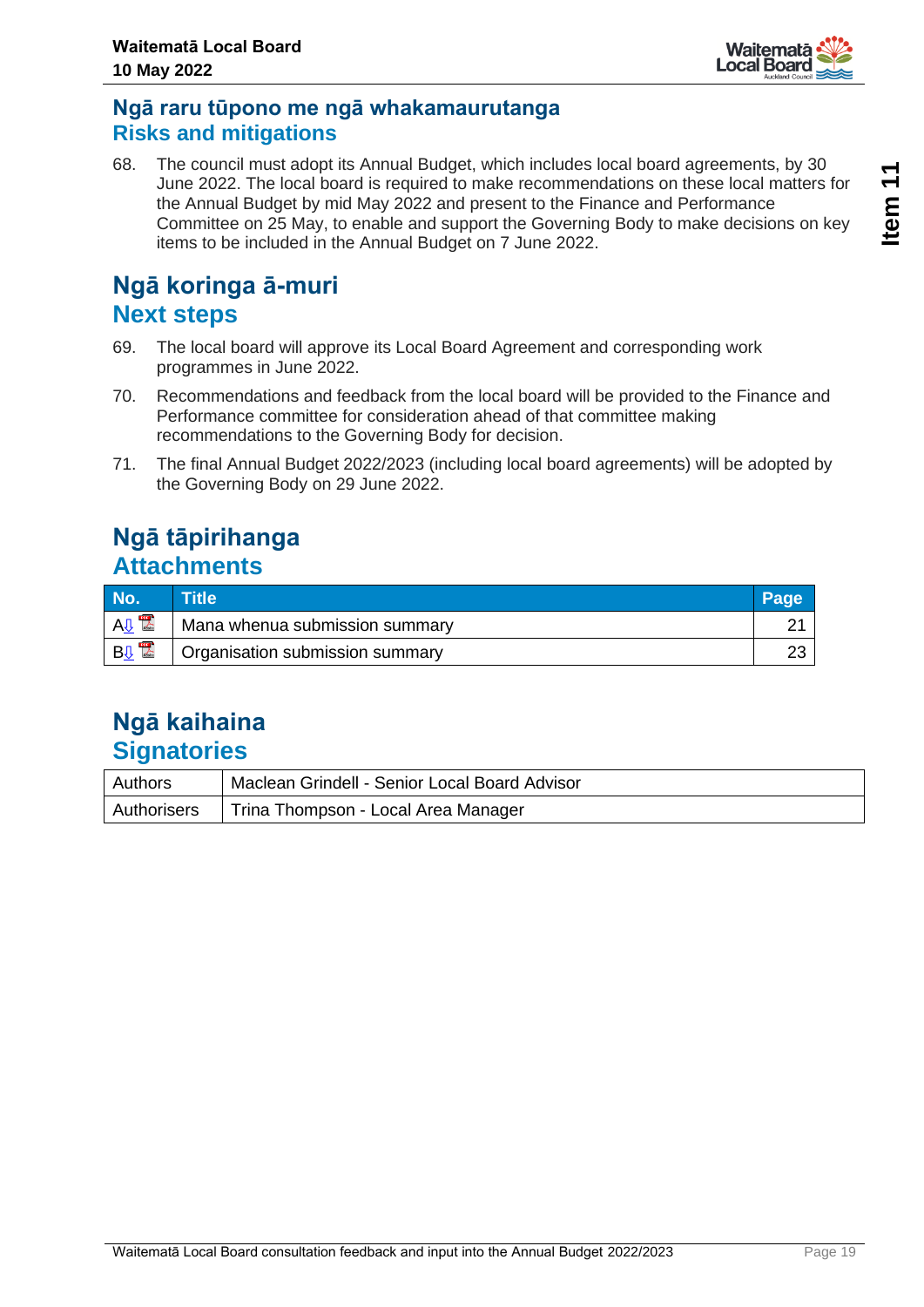## Ngā raru tūpono me ngā whakamaurutanga
## Risks and mitigations

68. The council must adopt its Annual Budget, which includes local board agreements, by 30 June 2022. The local board is required to make recommendations on these local matters for the Annual Budget by mid May 2022 and present to the Finance and Performance Committee on 25 May, to enable and support the Governing Body to make decisions on key items to be included in the Annual Budget on 7 June 2022.

## Ngā koringa ā-muri
## Next steps

69. The local board will approve its Local Board Agreement and corresponding work programmes in June 2022.

70. Recommendations and feedback from the local board will be provided to the Finance and Performance committee for consideration ahead of that committee making recommendations to the Governing Body for decision.

71. The final Annual Budget 2022/2023 (including local board agreements) will be adopted by the Governing Body on 29 June 2022.

## Ngā tāpirihanga
## Attachments

| No. | Title | Page |
|---|---|---|
| A | Mana whenua submission summary | 21 |
| B | Organisation submission summary | 23 |

## Ngā kaihaina
## Signatories

| | |
|---|---|
| Authors | Maclean Grindell - Senior Local Board Advisor |
| Authorisers | Trina Thompson - Local Area Manager |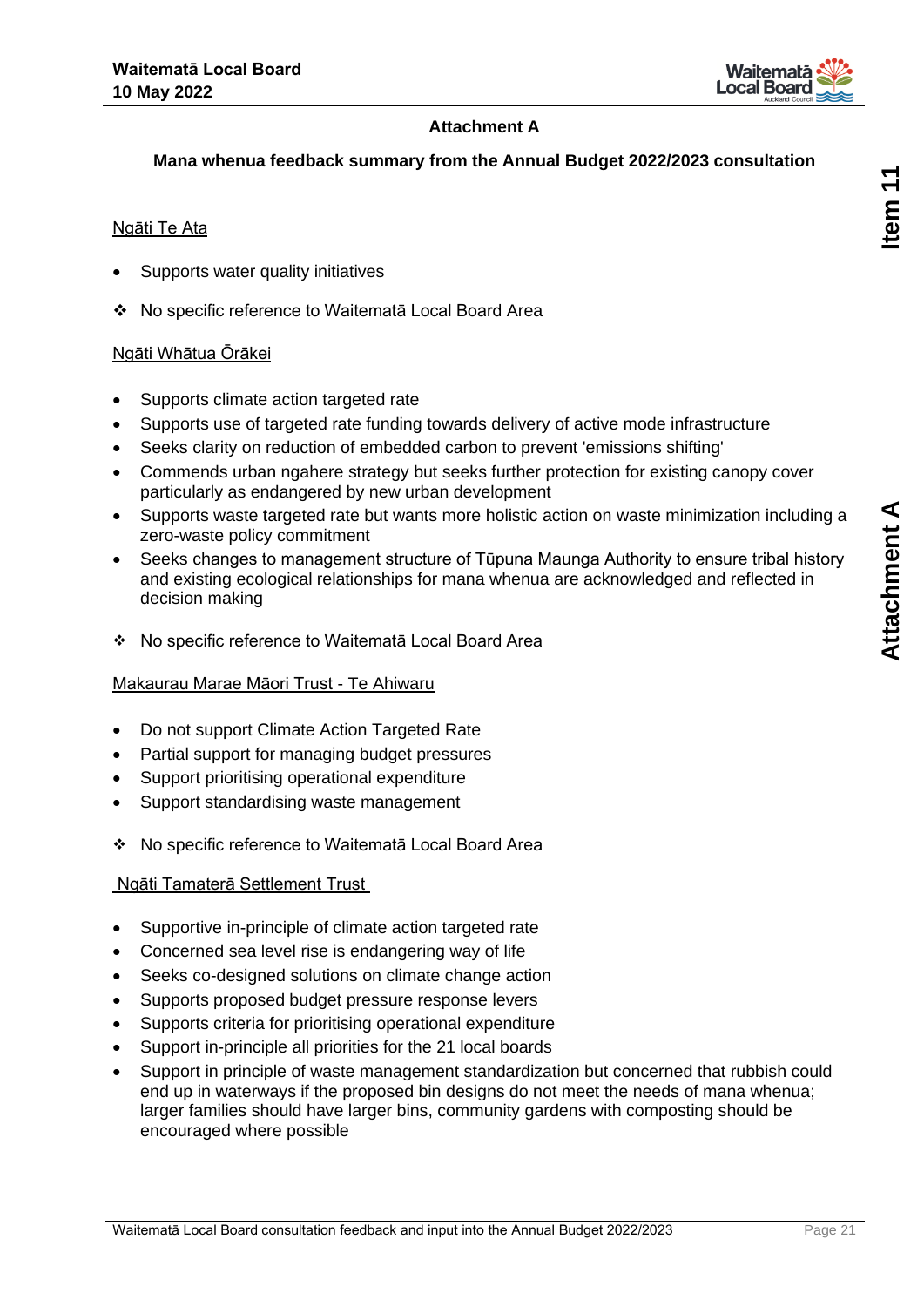## Attachment A

### Mana whenua feedback summary from the Annual Budget 2022/2023 consultation

Ngāti Te Ata

- Supports water quality initiatives

❖ No specific reference to Waitematā Local Board Area

Ngāti Whātua Ōrākei

- Supports climate action targeted rate
- Supports use of targeted rate funding towards delivery of active mode infrastructure
- Seeks clarity on reduction of embedded carbon to prevent 'emissions shifting'
- Commends urban ngahere strategy but seeks further protection for existing canopy cover particularly as endangered by new urban development
- Supports waste targeted rate but wants more holistic action on waste minimization including a zero-waste policy commitment
- Seeks changes to management structure of Tūpuna Maunga Authority to ensure tribal history and existing ecological relationships for mana whenua are acknowledged and reflected in decision making

❖ No specific reference to Waitematā Local Board Area

Makaurau Marae Māori Trust - Te Ahiwaru

- Do not support Climate Action Targeted Rate
- Partial support for managing budget pressures
- Support prioritising operational expenditure
- Support standardising waste management

❖ No specific reference to Waitematā Local Board Area

Ngāti Tamaterā Settlement Trust

- Supportive in-principle of climate action targeted rate
- Concerned sea level rise is endangering way of life
- Seeks co-designed solutions on climate change action
- Supports proposed budget pressure response levers
- Supports criteria for prioritising operational expenditure
- Support in-principle all priorities for the 21 local boards
- Support in principle of waste management standardization but concerned that rubbish could end up in waterways if the proposed bin designs do not meet the needs of mana whenua; larger families should have larger bins, community gardens with composting should be encouraged where possible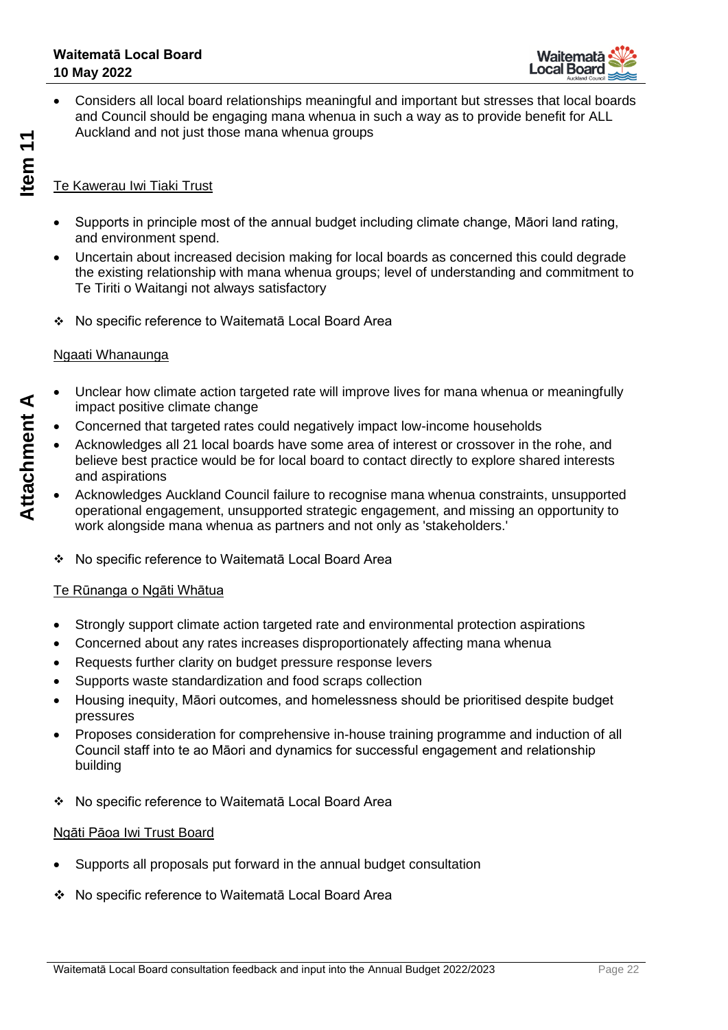- Considers all local board relationships meaningful and important but stresses that local boards and Council should be engaging mana whenua in such a way as to provide benefit for ALL Auckland and not just those mana whenua groups

Te Kawerau Iwi Tiaki Trust

- Supports in principle most of the annual budget including climate change, Māori land rating, and environment spend.
- Uncertain about increased decision making for local boards as concerned this could degrade the existing relationship with mana whenua groups; level of understanding and commitment to Te Tiriti o Waitangi not always satisfactory

❖ No specific reference to Waitematā Local Board Area

Ngaati Whanaunga

- Unclear how climate action targeted rate will improve lives for mana whenua or meaningfully impact positive climate change
- Concerned that targeted rates could negatively impact low-income households
- Acknowledges all 21 local boards have some area of interest or crossover in the rohe, and believe best practice would be for local board to contact directly to explore shared interests and aspirations
- Acknowledges Auckland Council failure to recognise mana whenua constraints, unsupported operational engagement, unsupported strategic engagement, and missing an opportunity to work alongside mana whenua as partners and not only as 'stakeholders.'

❖ No specific reference to Waitematā Local Board Area

Te Rūnanga o Ngāti Whātua

- Strongly support climate action targeted rate and environmental protection aspirations
- Concerned about any rates increases disproportionately affecting mana whenua
- Requests further clarity on budget pressure response levers
- Supports waste standardization and food scraps collection
- Housing inequity, Māori outcomes, and homelessness should be prioritised despite budget pressures
- Proposes consideration for comprehensive in-house training programme and induction of all Council staff into te ao Māori and dynamics for successful engagement and relationship building

❖ No specific reference to Waitematā Local Board Area

Ngāti Pāoa Iwi Trust Board

- Supports all proposals put forward in the annual budget consultation

❖ No specific reference to Waitematā Local Board Area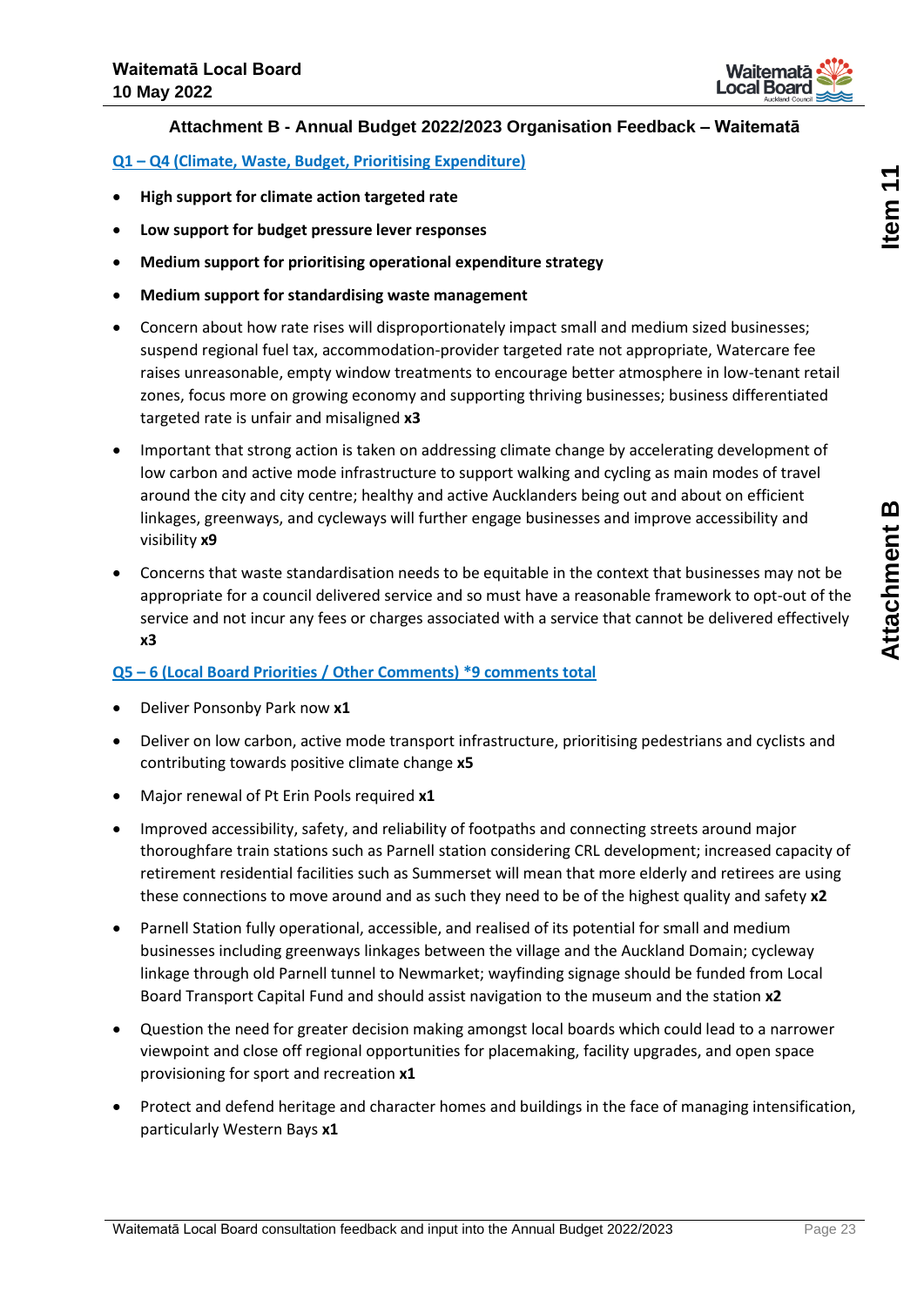## Attachment B - Annual Budget 2022/2023 Organisation Feedback – Waitematā

### Q1 – Q4 (Climate, Waste, Budget, Prioritising Expenditure)

- **High support for climate action targeted rate**
- **Low support for budget pressure lever responses**
- **Medium support for prioritising operational expenditure strategy**
- **Medium support for standardising waste management**
- Concern about how rate rises will disproportionately impact small and medium sized businesses; suspend regional fuel tax, accommodation-provider targeted rate not appropriate, Watercare fee raises unreasonable, empty window treatments to encourage better atmosphere in low-tenant retail zones, focus more on growing economy and supporting thriving businesses; business differentiated targeted rate is unfair and misaligned **x3**
- Important that strong action is taken on addressing climate change by accelerating development of low carbon and active mode infrastructure to support walking and cycling as main modes of travel around the city and city centre; healthy and active Aucklanders being out and about on efficient linkages, greenways, and cycleways will further engage businesses and improve accessibility and visibility **x9**
- Concerns that waste standardisation needs to be equitable in the context that businesses may not be appropriate for a council delivered service and so must have a reasonable framework to opt-out of the service and not incur any fees or charges associated with a service that cannot be delivered effectively **x3**

### Q5 – 6 (Local Board Priorities / Other Comments) *9 comments total

- Deliver Ponsonby Park now **x1**
- Deliver on low carbon, active mode transport infrastructure, prioritising pedestrians and cyclists and contributing towards positive climate change **x5**
- Major renewal of Pt Erin Pools required **x1**
- Improved accessibility, safety, and reliability of footpaths and connecting streets around major thoroughfare train stations such as Parnell station considering CRL development; increased capacity of retirement residential facilities such as Summerset will mean that more elderly and retirees are using these connections to move around and as such they need to be of the highest quality and safety **x2**
- Parnell Station fully operational, accessible, and realised of its potential for small and medium businesses including greenways linkages between the village and the Auckland Domain; cycleway linkage through old Parnell tunnel to Newmarket; wayfinding signage should be funded from Local Board Transport Capital Fund and should assist navigation to the museum and the station **x2**
- Question the need for greater decision making amongst local boards which could lead to a narrower viewpoint and close off regional opportunities for placemaking, facility upgrades, and open space provisioning for sport and recreation **x1**
- Protect and defend heritage and character homes and buildings in the face of managing intensification, particularly Western Bays **x1**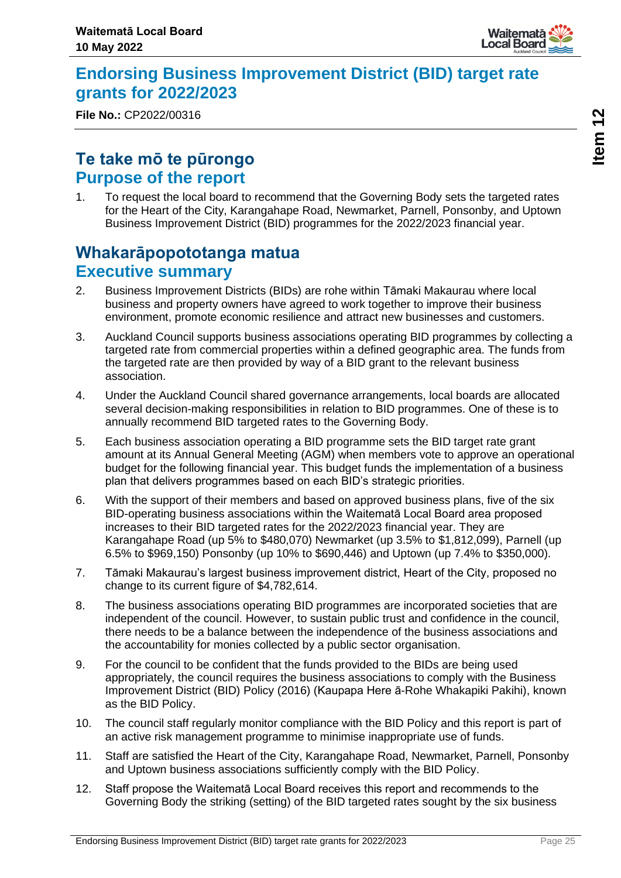# Endorsing Business Improvement District (BID) target rate grants for 2022/2023

**File No.:** CP2022/00316

## Te take mō te pūrongo
## Purpose of the report

1. To request the local board to recommend that the Governing Body sets the targeted rates for the Heart of the City, Karangahape Road, Newmarket, Parnell, Ponsonby, and Uptown Business Improvement District (BID) programmes for the 2022/2023 financial year.

## Whakarāpopototanga matua
## Executive summary

2. Business Improvement Districts (BIDs) are rohe within Tāmaki Makaurau where local business and property owners have agreed to work together to improve their business environment, promote economic resilience and attract new businesses and customers.

3. Auckland Council supports business associations operating BID programmes by collecting a targeted rate from commercial properties within a defined geographic area. The funds from the targeted rate are then provided by way of a BID grant to the relevant business association.

4. Under the Auckland Council shared governance arrangements, local boards are allocated several decision-making responsibilities in relation to BID programmes. One of these is to annually recommend BID targeted rates to the Governing Body.

5. Each business association operating a BID programme sets the BID target rate grant amount at its Annual General Meeting (AGM) when members vote to approve an operational budget for the following financial year. This budget funds the implementation of a business plan that delivers programmes based on each BID's strategic priorities.

6. With the support of their members and based on approved business plans, five of the six BID-operating business associations within the Waitematā Local Board area proposed increases to their BID targeted rates for the 2022/2023 financial year. They are Karangahape Road (up 5% to $480,070) Newmarket (up 3.5% to $1,812,099), Parnell (up 6.5% to $969,150) Ponsonby (up 10% to $690,446) and Uptown (up 7.4% to $350,000).

7. Tāmaki Makaurau's largest business improvement district, Heart of the City, proposed no change to its current figure of $4,782,614.

8. The business associations operating BID programmes are incorporated societies that are independent of the council. However, to sustain public trust and confidence in the council, there needs to be a balance between the independence of the business associations and the accountability for monies collected by a public sector organisation.

9. For the council to be confident that the funds provided to the BIDs are being used appropriately, the council requires the business associations to comply with the Business Improvement District (BID) Policy (2016) (Kaupapa Here ā-Rohe Whakapiki Pakihi), known as the BID Policy.

10. The council staff regularly monitor compliance with the BID Policy and this report is part of an active risk management programme to minimise inappropriate use of funds.

11. Staff are satisfied the Heart of the City, Karangahape Road, Newmarket, Parnell, Ponsonby and Uptown business associations sufficiently comply with the BID Policy.

12. Staff propose the Waitematā Local Board receives this report and recommends to the Governing Body the striking (setting) of the BID targeted rates sought by the six business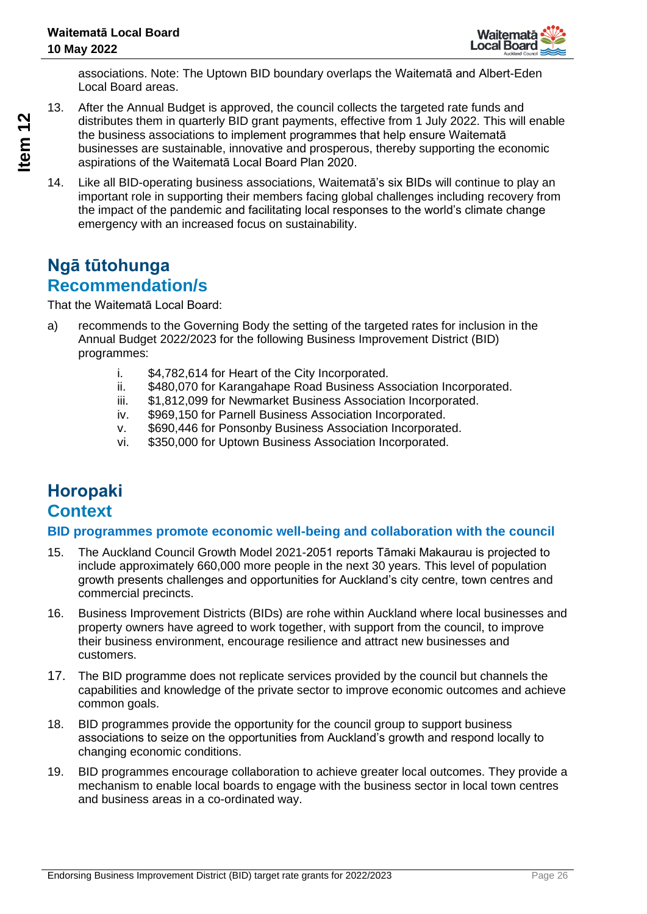associations. Note: The Uptown BID boundary overlaps the Waitematā and Albert-Eden Local Board areas.

13. After the Annual Budget is approved, the council collects the targeted rate funds and distributes them in quarterly BID grant payments, effective from 1 July 2022. This will enable the business associations to implement programmes that help ensure Waitematā businesses are sustainable, innovative and prosperous, thereby supporting the economic aspirations of the Waitematā Local Board Plan 2020.

14. Like all BID-operating business associations, Waitematā's six BIDs will continue to play an important role in supporting their members facing global challenges including recovery from the impact of the pandemic and facilitating local responses to the world's climate change emergency with an increased focus on sustainability.

# Ngā tūtohunga
## Recommendation/s

That the Waitematā Local Board:

a) recommends to the Governing Body the setting of the targeted rates for inclusion in the Annual Budget 2022/2023 for the following Business Improvement District (BID) programmes:

   i. $4,782,614 for Heart of the City Incorporated.
   ii. $480,070 for Karangahape Road Business Association Incorporated.
   iii. $1,812,099 for Newmarket Business Association Incorporated.
   iv. $969,150 for Parnell Business Association Incorporated.
   v. $690,446 for Ponsonby Business Association Incorporated.
   vi. $350,000 for Uptown Business Association Incorporated.

# Horopaki
## Context

### BID programmes promote economic well-being and collaboration with the council

15. The Auckland Council Growth Model 2021-2051 reports Tāmaki Makaurau is projected to include approximately 660,000 more people in the next 30 years. This level of population growth presents challenges and opportunities for Auckland's city centre, town centres and commercial precincts.

16. Business Improvement Districts (BIDs) are rohe within Auckland where local businesses and property owners have agreed to work together, with support from the council, to improve their business environment, encourage resilience and attract new businesses and customers.

17. The BID programme does not replicate services provided by the council but channels the capabilities and knowledge of the private sector to improve economic outcomes and achieve common goals.

18. BID programmes provide the opportunity for the council group to support business associations to seize on the opportunities from Auckland's growth and respond locally to changing economic conditions.

19. BID programmes encourage collaboration to achieve greater local outcomes. They provide a mechanism to enable local boards to engage with the business sector in local town centres and business areas in a co-ordinated way.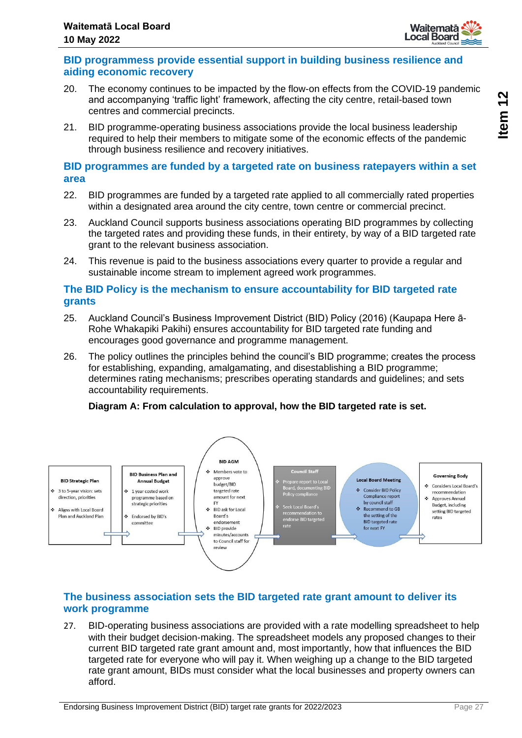## BID programmes provide essential support in building business resilience and aiding economic recovery

20. The economy continues to be impacted by the flow-on effects from the COVID-19 pandemic and accompanying 'traffic light' framework, affecting the city centre, retail-based town centres and commercial precincts.
21. BID programme-operating business associations provide the local business leadership required to help their members to mitigate some of the economic effects of the pandemic through business resilience and recovery initiatives.

## BID programmes are funded by a targeted rate on business ratepayers within a set area

22. BID programmes are funded by a targeted rate applied to all commercially rated properties within a designated area around the city centre, town centre or commercial precinct.
23. Auckland Council supports business associations operating BID programmes by collecting the targeted rates and providing these funds, in their entirety, by way of a BID targeted rate grant to the relevant business association.
24. This revenue is paid to the business associations every quarter to provide a regular and sustainable income stream to implement agreed work programmes.

## The BID Policy is the mechanism to ensure accountability for BID targeted rate grants

25. Auckland Council's Business Improvement District (BID) Policy (2016) (Kaupapa Here ā-Rohe Whakapiki Pakihi) ensures accountability for BID targeted rate funding and encourages good governance and programme management.
26. The policy outlines the principles behind the council's BID programme; creates the process for establishing, expanding, amalgamating, and disestablishing a BID programme; determines rating mechanisms; prescribes operating standards and guidelines; and sets accountability requirements.

**Diagram A: From calculation to approval, how the BID targeted rate is set.**

**BID Strategic Plan**
- 3 to 5-year vision: sets direction, priorities
- Aligns with Local Board Plan and Auckland Plan

→ **BID Business Plan and Annual Budget**
- 1 year costed work programme based on strategic priorities
- Endorsed by BID's committee

→ **BID AGM**
- Members vote to approve budget/BID targeted rate amount for next FY
- BID ask for Local Board's endorsement
- BID provide minutes/accounts to Council staff for review

→ **Council Staff**
- Prepare report to Local Board, documenting BID Policy compliance
- Seek Local Board's recommendation to endorse BID targeted rate

→ **Local Board Meeting**
- Consider BID Policy Compliance report by council staff
- Recommend to GB the setting of the BID targeted rate for next FY

→ **Governing Body**
- Considers Local Board's recommendation
- Approves Annual Budget, including setting BID targeted rates

## The business association sets the BID targeted rate grant amount to deliver its work programme

27. BID-operating business associations are provided with a rate modelling spreadsheet to help with their budget decision-making. The spreadsheet models any proposed changes to their current BID targeted rate grant amount and, most importantly, how that influences the BID targeted rate for everyone who will pay it. When weighing up a change to the BID targeted rate grant amount, BIDs must consider what the local businesses and property owners can afford.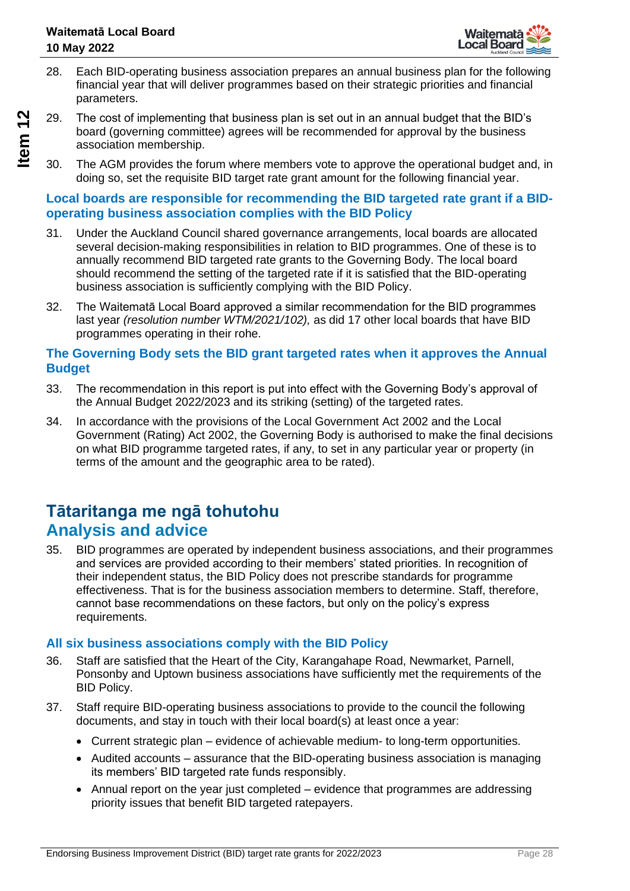28. Each BID-operating business association prepares an annual business plan for the following financial year that will deliver programmes based on their strategic priorities and financial parameters.

29. The cost of implementing that business plan is set out in an annual budget that the BID's board (governing committee) agrees will be recommended for approval by the business association membership.

30. The AGM provides the forum where members vote to approve the operational budget and, in doing so, set the requisite BID target rate grant amount for the following financial year.

### Local boards are responsible for recommending the BID targeted rate grant if a BID-operating business association complies with the BID Policy

31. Under the Auckland Council shared governance arrangements, local boards are allocated several decision-making responsibilities in relation to BID programmes. One of these is to annually recommend BID targeted rate grants to the Governing Body. The local board should recommend the setting of the targeted rate if it is satisfied that the BID-operating business association is sufficiently complying with the BID Policy.

32. The Waitematā Local Board approved a similar recommendation for the BID programmes last year *(resolution number WTM/2021/102),* as did 17 other local boards that have BID programmes operating in their rohe.

### The Governing Body sets the BID grant targeted rates when it approves the Annual Budget

33. The recommendation in this report is put into effect with the Governing Body's approval of the Annual Budget 2022/2023 and its striking (setting) of the targeted rates.

34. In accordance with the provisions of the Local Government Act 2002 and the Local Government (Rating) Act 2002, the Governing Body is authorised to make the final decisions on what BID programme targeted rates, if any, to set in any particular year or property (in terms of the amount and the geographic area to be rated).

## Tātaritanga me ngā tohutohu
## Analysis and advice

35. BID programmes are operated by independent business associations, and their programmes and services are provided according to their members' stated priorities. In recognition of their independent status, the BID Policy does not prescribe standards for programme effectiveness. That is for the business association members to determine. Staff, therefore, cannot base recommendations on these factors, but only on the policy's express requirements.

### All six business associations comply with the BID Policy

36. Staff are satisfied that the Heart of the City, Karangahape Road, Newmarket, Parnell, Ponsonby and Uptown business associations have sufficiently met the requirements of the BID Policy.

37. Staff require BID-operating business associations to provide to the council the following documents, and stay in touch with their local board(s) at least once a year:

    - Current strategic plan – evidence of achievable medium- to long-term opportunities.
    - Audited accounts – assurance that the BID-operating business association is managing its members' BID targeted rate funds responsibly.
    - Annual report on the year just completed – evidence that programmes are addressing priority issues that benefit BID targeted ratepayers.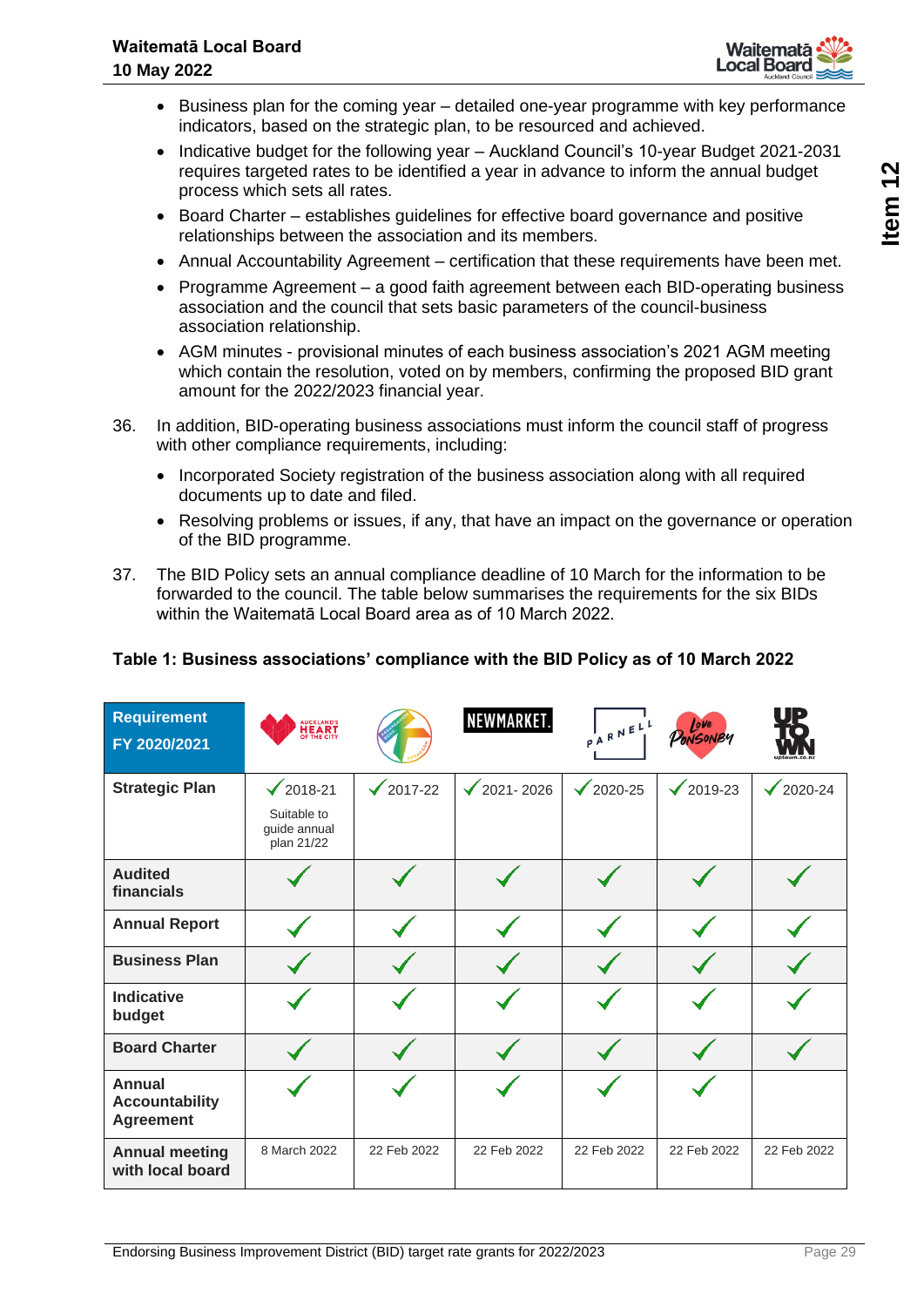- Business plan for the coming year – detailed one-year programme with key performance indicators, based on the strategic plan, to be resourced and achieved.
- Indicative budget for the following year – Auckland Council's 10-year Budget 2021-2031 requires targeted rates to be identified a year in advance to inform the annual budget process which sets all rates.
- Board Charter – establishes guidelines for effective board governance and positive relationships between the association and its members.
- Annual Accountability Agreement – certification that these requirements have been met.
- Programme Agreement – a good faith agreement between each BID-operating business association and the council that sets basic parameters of the council-business association relationship.
- AGM minutes - provisional minutes of each business association's 2021 AGM meeting which contain the resolution, voted on by members, confirming the proposed BID grant amount for the 2022/2023 financial year.

36. In addition, BID-operating business associations must inform the council staff of progress with other compliance requirements, including:
    - Incorporated Society registration of the business association along with all required documents up to date and filed.
    - Resolving problems or issues, if any, that have an impact on the governance or operation of the BID programme.

37. The BID Policy sets an annual compliance deadline of 10 March for the information to be forwarded to the council. The table below summarises the requirements for the six BIDs within the Waitematā Local Board area as of 10 March 2022.

**Table 1: Business associations' compliance with the BID Policy as of 10 March 2022**

| Requirement FY 2020/2021 | Auckland's Heart of the City | Karangahape Road | Newmarket | Parnell | Love Ponsonby | Uptown |
|---|---|---|---|---|---|---|
| **Strategic Plan** | ✓ 2018-21 Suitable to guide annual plan 21/22 | ✓ 2017-22 | ✓ 2021- 2026 | ✓ 2020-25 | ✓ 2019-23 | ✓ 2020-24 |
| **Audited financials** | ✓ | ✓ | ✓ | ✓ | ✓ | ✓ |
| **Annual Report** | ✓ | ✓ | ✓ | ✓ | ✓ | ✓ |
| **Business Plan** | ✓ | ✓ | ✓ | ✓ | ✓ | ✓ |
| **Indicative budget** | ✓ | ✓ | ✓ | ✓ | ✓ | ✓ |
| **Board Charter** | ✓ | ✓ | ✓ | ✓ | ✓ | ✓ |
| **Annual Accountability Agreement** | ✓ | ✓ | ✓ | ✓ | ✓ | |
| **Annual meeting with local board** | 8 March 2022 | 22 Feb 2022 | 22 Feb 2022 | 22 Feb 2022 | 22 Feb 2022 | 22 Feb 2022 |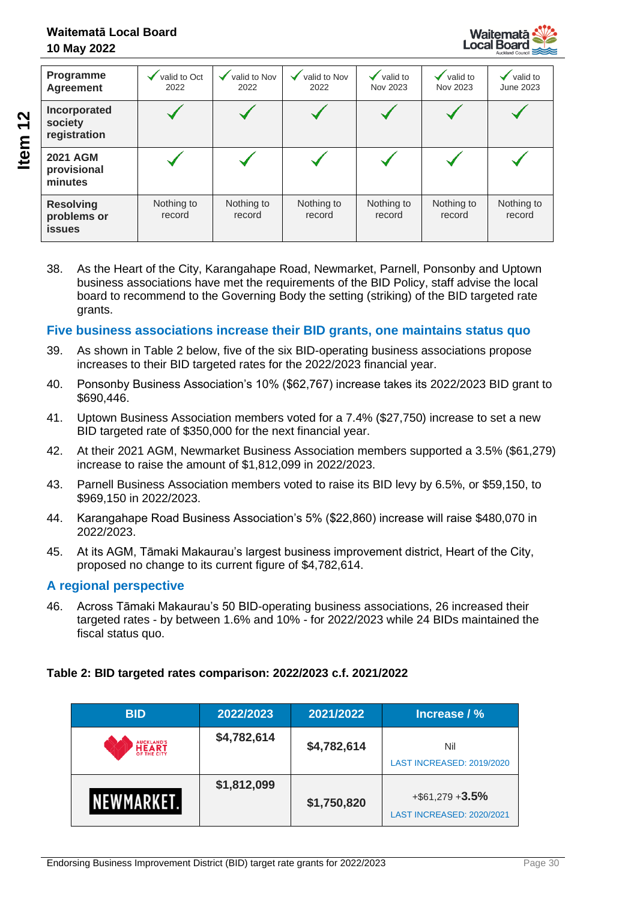| Programme Agreement | ✓ valid to Oct 2022 | ✓ valid to Nov 2022 | ✓ valid to Nov 2022 | ✓ valid to Nov 2023 | ✓ valid to Nov 2023 | ✓ valid to June 2023 |
|---|---|---|---|---|---|---|
| **Incorporated society registration** | ✓ | ✓ | ✓ | ✓ | ✓ | ✓ |
| **2021 AGM provisional minutes** | ✓ | ✓ | ✓ | ✓ | ✓ | ✓ |
| **Resolving problems or issues** | Nothing to record | Nothing to record | Nothing to record | Nothing to record | Nothing to record | Nothing to record |

38. As the Heart of the City, Karangahape Road, Newmarket, Parnell, Ponsonby and Uptown business associations have met the requirements of the BID Policy, staff advise the local board to recommend to the Governing Body the setting (striking) of the BID targeted rate grants.

## Five business associations increase their BID grants, one maintains status quo

39. As shown in Table 2 below, five of the six BID-operating business associations propose increases to their BID targeted rates for the 2022/2023 financial year.

40. Ponsonby Business Association's 10% ($62,767) increase takes its 2022/2023 BID grant to $690,446.

41. Uptown Business Association members voted for a 7.4% ($27,750) increase to set a new BID targeted rate of $350,000 for the next financial year.

42. At their 2021 AGM, Newmarket Business Association members supported a 3.5% ($61,279) increase to raise the amount of $1,812,099 in 2022/2023.

43. Parnell Business Association members voted to raise its BID levy by 6.5%, or $59,150, to $969,150 in 2022/2023.

44. Karangahape Road Business Association's 5% ($22,860) increase will raise $480,070 in 2022/2023.

45. At its AGM, Tāmaki Makaurau's largest business improvement district, Heart of the City, proposed no change to its current figure of $4,782,614.

## A regional perspective

46. Across Tāmaki Makaurau's 50 BID-operating business associations, 26 increased their targeted rates - by between 1.6% and 10% - for 2022/2023 while 24 BIDs maintained the fiscal status quo.

**Table 2: BID targeted rates comparison: 2022/2023 c.f. 2021/2022**

| BID | 2022/2023 | 2021/2022 | Increase / % |
|---|---|---|---|
| AUCKLAND'S HEART OF THE CITY | **$4,782,614** | **$4,782,614** | Nil<br>LAST INCREASED: 2019/2020 |
| NEWMARKET. | **$1,812,099** | **$1,750,820** | +$61,279 +**3.5%**<br>LAST INCREASED: 2020/2021 |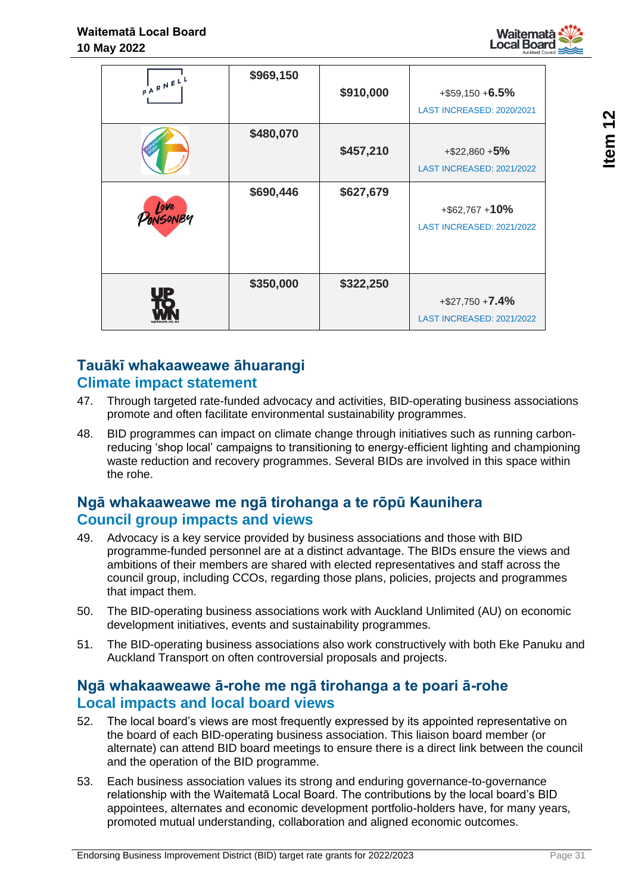| | | | |
|---|---|---|---|
| PARNELL | $969,150 | $910,000 | +$59,150 +**6.5%** LAST INCREASED: 2020/2021 |
| KARANGAHAPE ROAD | $480,070 | $457,210 | +$22,860 +**5%** LAST INCREASED: 2021/2022 |
| Love PONSONBY | $690,446 | $627,679 | +$62,767 +**10%** LAST INCREASED: 2021/2022 |
| UPTOWN | $350,000 | $322,250 | +$27,750 +**7.4%** LAST INCREASED: 2021/2022 |

## Tauākī whakaaweawe āhuarangi
## Climate impact statement

47. Through targeted rate-funded advocacy and activities, BID-operating business associations promote and often facilitate environmental sustainability programmes.

48. BID programmes can impact on climate change through initiatives such as running carbon-reducing 'shop local' campaigns to transitioning to energy-efficient lighting and championing waste reduction and recovery programmes. Several BIDs are involved in this space within the rohe.

## Ngā whakaaweawe me ngā tirohanga a te rōpū Kaunihera
## Council group impacts and views

49. Advocacy is a key service provided by business associations and those with BID programme-funded personnel are at a distinct advantage. The BIDs ensure the views and ambitions of their members are shared with elected representatives and staff across the council group, including CCOs, regarding those plans, policies, projects and programmes that impact them.

50. The BID-operating business associations work with Auckland Unlimited (AU) on economic development initiatives, events and sustainability programmes.

51. The BID-operating business associations also work constructively with both Eke Panuku and Auckland Transport on often controversial proposals and projects.

## Ngā whakaaweawe ā-rohe me ngā tirohanga a te poari ā-rohe
## Local impacts and local board views

52. The local board's views are most frequently expressed by its appointed representative on the board of each BID-operating business association. This liaison board member (or alternate) can attend BID board meetings to ensure there is a direct link between the council and the operation of the BID programme.

53. Each business association values its strong and enduring governance-to-governance relationship with the Waitematā Local Board. The contributions by the local board's BID appointees, alternates and economic development portfolio-holders have, for many years, promoted mutual understanding, collaboration and aligned economic outcomes.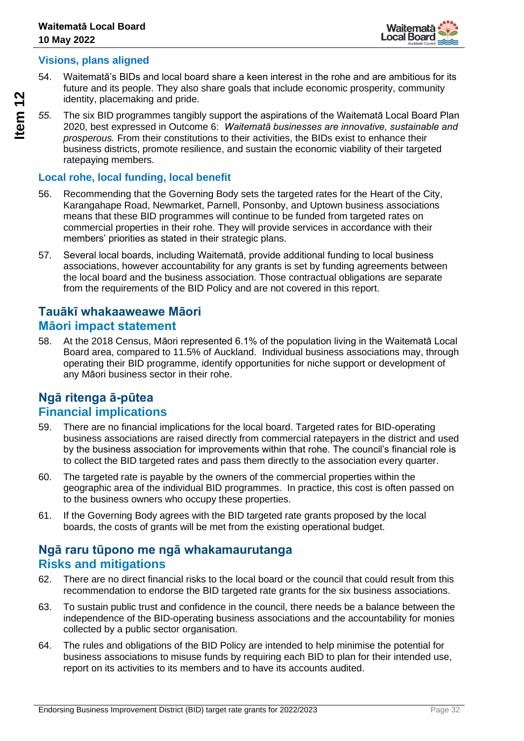### Visions, plans aligned

54. Waitematā's BIDs and local board share a keen interest in the rohe and are ambitious for its future and its people. They also share goals that include economic prosperity, community identity, placemaking and pride.

*55.* The six BID programmes tangibly support the aspirations of the Waitematā Local Board Plan 2020, best expressed in Outcome 6: *Waitematā businesses are innovative, sustainable and prosperous.* From their constitutions to their activities, the BIDs exist to enhance their business districts, promote resilience, and sustain the economic viability of their targeted ratepaying members.

### Local rohe, local funding, local benefit

56. Recommending that the Governing Body sets the targeted rates for the Heart of the City, Karangahape Road, Newmarket, Parnell, Ponsonby, and Uptown business associations means that these BID programmes will continue to be funded from targeted rates on commercial properties in their rohe. They will provide services in accordance with their members' priorities as stated in their strategic plans.

57. Several local boards, including Waitematā, provide additional funding to local business associations, however accountability for any grants is set by funding agreements between the local board and the business association. Those contractual obligations are separate from the requirements of the BID Policy and are not covered in this report.

## Tauākī whakaaweawe Māori
## Māori impact statement

58. At the 2018 Census, Māori represented 6.1% of the population living in the Waitematā Local Board area, compared to 11.5% of Auckland. Individual business associations may, through operating their BID programme, identify opportunities for niche support or development of any Māori business sector in their rohe.

## Ngā ritenga ā-pūtea
## Financial implications

59. There are no financial implications for the local board. Targeted rates for BID-operating business associations are raised directly from commercial ratepayers in the district and used by the business association for improvements within that rohe. The council's financial role is to collect the BID targeted rates and pass them directly to the association every quarter.

60. The targeted rate is payable by the owners of the commercial properties within the geographic area of the individual BID programmes. In practice, this cost is often passed on to the business owners who occupy these properties.

61. If the Governing Body agrees with the BID targeted rate grants proposed by the local boards, the costs of grants will be met from the existing operational budget.

## Ngā raru tūpono me ngā whakamaurutanga
## Risks and mitigations

62. There are no direct financial risks to the local board or the council that could result from this recommendation to endorse the BID targeted rate grants for the six business associations.

63. To sustain public trust and confidence in the council, there needs be a balance between the independence of the BID-operating business associations and the accountability for monies collected by a public sector organisation.

64. The rules and obligations of the BID Policy are intended to help minimise the potential for business associations to misuse funds by requiring each BID to plan for their intended use, report on its activities to its members and to have its accounts audited.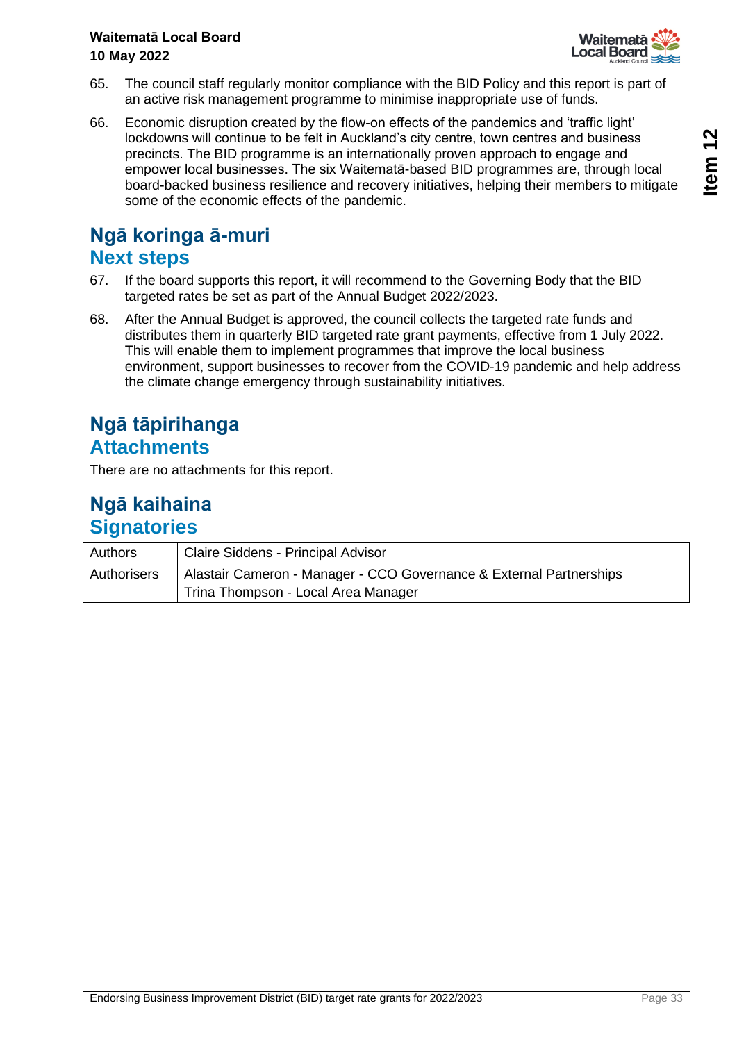65. The council staff regularly monitor compliance with the BID Policy and this report is part of an active risk management programme to minimise inappropriate use of funds.

66. Economic disruption created by the flow-on effects of the pandemics and 'traffic light' lockdowns will continue to be felt in Auckland's city centre, town centres and business precincts. The BID programme is an internationally proven approach to engage and empower local businesses. The six Waitematā-based BID programmes are, through local board-backed business resilience and recovery initiatives, helping their members to mitigate some of the economic effects of the pandemic.

## Ngā koringa ā-muri
## Next steps

67. If the board supports this report, it will recommend to the Governing Body that the BID targeted rates be set as part of the Annual Budget 2022/2023.

68. After the Annual Budget is approved, the council collects the targeted rate funds and distributes them in quarterly BID targeted rate grant payments, effective from 1 July 2022. This will enable them to implement programmes that improve the local business environment, support businesses to recover from the COVID-19 pandemic and help address the climate change emergency through sustainability initiatives.

## Ngā tāpirihanga
## Attachments

There are no attachments for this report.

## Ngā kaihaina
## Signatories

| | |
|---|---|
| Authors | Claire Siddens - Principal Advisor |
| Authorisers | Alastair Cameron - Manager - CCO Governance & External Partnerships<br>Trina Thompson - Local Area Manager |